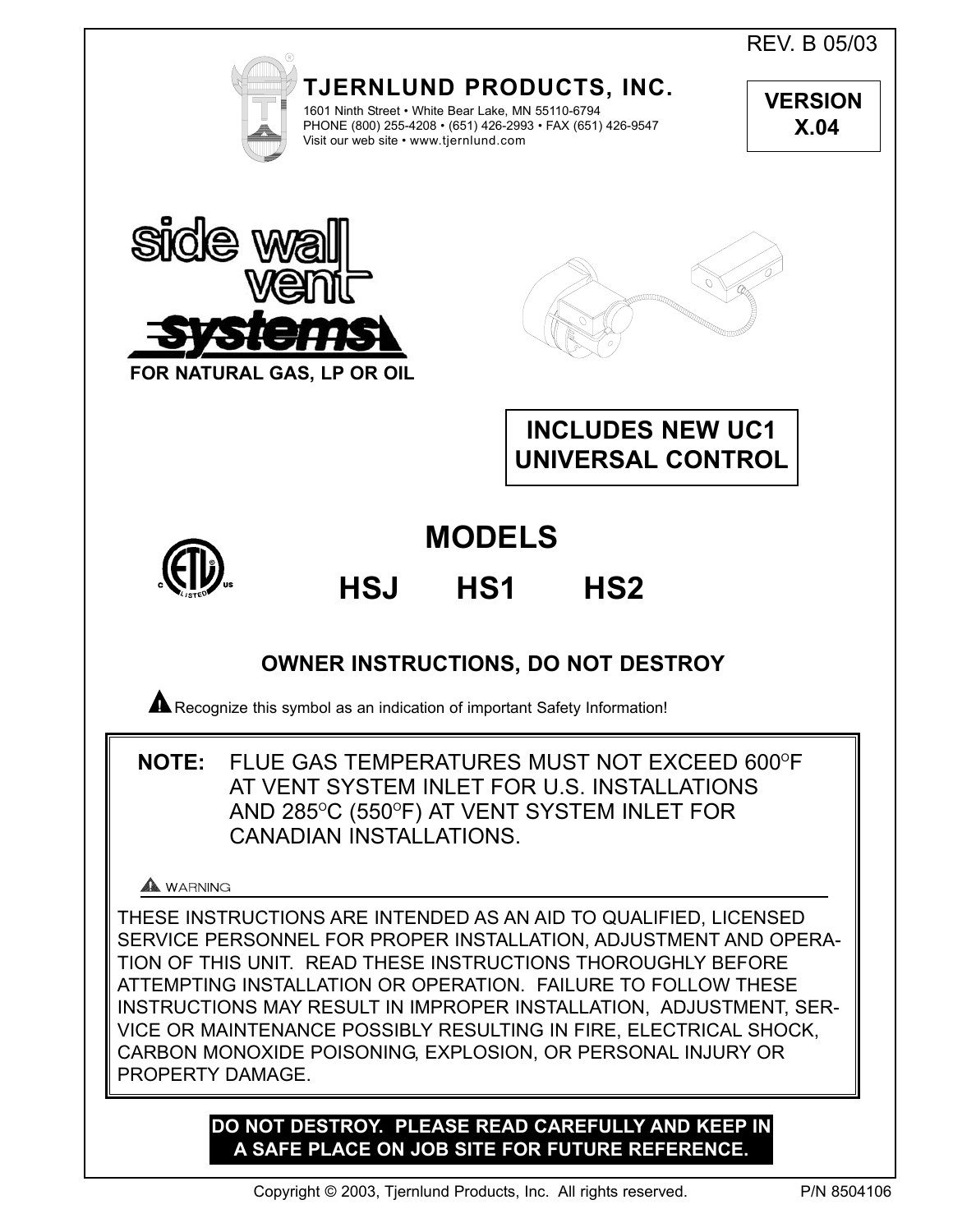REV. B 05/03

**TJERNLUND PRODUCTS, INC.**

1601 Ninth Street • White Bear Lake, MN 55110-6794
PHONE (800) 255-4208 • (651) 426-2993 • FAX (651) 426-9547
Visit our web site • www.tjernlund.com

**VERSION X.04**

# side wall vent systems

**FOR NATURAL GAS, LP OR OIL**

**INCLUDES NEW UC1 UNIVERSAL CONTROL**

# MODELS

# HSJ HS1 HS2

## OWNER INSTRUCTIONS, DO NOT DESTROY

⚠ Recognize this symbol as an indication of important Safety Information!

**NOTE:** FLUE GAS TEMPERATURES MUST NOT EXCEED 600°F AT VENT SYSTEM INLET FOR U.S. INSTALLATIONS AND 285°C (550°F) AT VENT SYSTEM INLET FOR CANADIAN INSTALLATIONS.

⚠ WARNING

THESE INSTRUCTIONS ARE INTENDED AS AN AID TO QUALIFIED, LICENSED SERVICE PERSONNEL FOR PROPER INSTALLATION, ADJUSTMENT AND OPERATION OF THIS UNIT. READ THESE INSTRUCTIONS THOROUGHLY BEFORE ATTEMPTING INSTALLATION OR OPERATION. FAILURE TO FOLLOW THESE INSTRUCTIONS MAY RESULT IN IMPROPER INSTALLATION, ADJUSTMENT, SERVICE OR MAINTENANCE POSSIBLY RESULTING IN FIRE, ELECTRICAL SHOCK, CARBON MONOXIDE POISONING, EXPLOSION, OR PERSONAL INJURY OR PROPERTY DAMAGE.

**DO NOT DESTROY. PLEASE READ CAREFULLY AND KEEP IN A SAFE PLACE ON JOB SITE FOR FUTURE REFERENCE.**

Copyright © 2003, Tjernlund Products, Inc. All rights reserved. P/N 8504106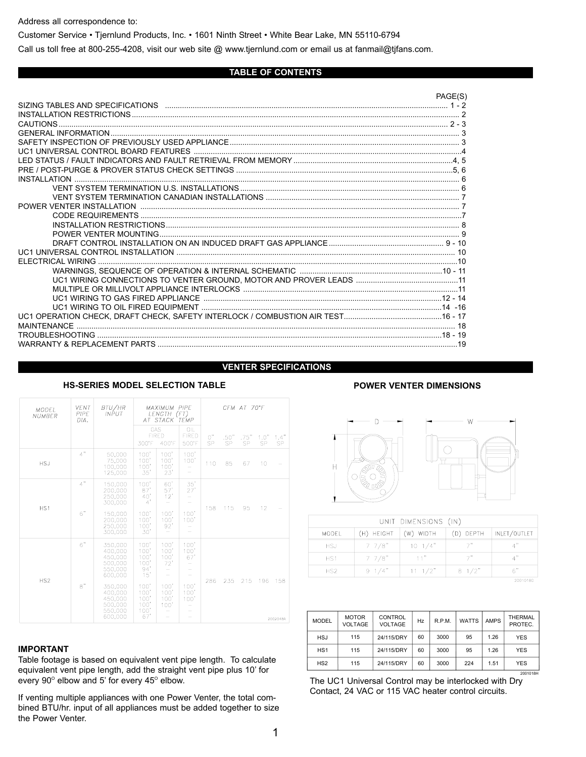Address all correspondence to:

Customer Service • Tjernlund Products, Inc. • 1601 Ninth Street • White Bear Lake, MN 55110-6794

Call us toll free at 800-255-4208, visit our web site @ www.tjernlund.com or email us at fanmail@tjfans.com.

## TABLE OF CONTENTS

| | PAGE(S) |
|---|---|
| SIZING TABLES AND SPECIFICATIONS | 1 - 2 |
| INSTALLATION RESTRICTIONS | 2 |
| CAUTIONS | 2 - 3 |
| GENERAL INFORMATION | 3 |
| SAFETY INSPECTION OF PREVIOUSLY USED APPLIANCE | 3 |
| UC1 UNIVERSAL CONTROL BOARD FEATURES | 4 |
| LED STATUS / FAULT INDICATORS AND FAULT RETRIEVAL FROM MEMORY | 4, 5 |
| PRE / POST-PURGE & PROVER STATUS CHECK SETTINGS | 5, 6 |
| INSTALLATION | 6 |
| VENT SYSTEM TERMINATION U.S. INSTALLATIONS | 6 |
| VENT SYSTEM TERMINATION CANADIAN INSTALLATIONS | 7 |
| POWER VENTER INSTALLATION | 7 |
| CODE REQUIREMENTS | 7 |
| INSTALLATION RESTRICTIONS | 8 |
| POWER VENTER MOUNTING | 9 |
| DRAFT CONTROL INSTALLATION ON AN INDUCED DRAFT GAS APPLIANCE | 9 - 10 |
| UC1 UNIVERSAL CONTROL INSTALLATION | 10 |
| ELECTRICAL WIRING | 10 |
| WARNINGS, SEQUENCE OF OPERATION & INTERNAL SCHEMATIC | 10 - 11 |
| UC1 WIRING CONNECTIONS TO VENTER GROUND, MOTOR AND PROVER LEADS | 11 |
| MULTIPLE OR MILLIVOLT APPLIANCE INTERLOCKS | 11 |
| UC1 WIRING TO GAS FIRED APPLIANCE | 12 - 14 |
| UC1 WIRING TO OIL FIRED EQUIPMENT | 14 -16 |
| UC1 OPERATION CHECK, DRAFT CHECK, SAFETY INTERLOCK / COMBUSTION AIR TEST | 16 - 17 |
| MAINTENANCE | 18 |
| TROUBLESHOOTING | 18 - 19 |
| WARRANTY & REPLACEMENT PARTS | 19 |

## VENTER SPECIFICATIONS

### HS-SERIES MODEL SELECTION TABLE

| MODEL NUMBER | VENT PIPE DIA. | BTU/HR INPUT | MAXIMUM PIPE LENGTH (FT) AT STACK TEMP | | | CFM AT 70°F | | | | |
|---|---|---|---|---|---|---|---|---|---|---|
| | | | GAS FIRED | | OIL FIRED | | | | | |
| | | | 300°F | 400°F | 500°F | 0" SP | .50" SP | .75" SP | 1.0" SP | 1.4" SP |
| HSJ | 4" | 50,000 | 100' | 100' | 100' | 110 | 85 | 67 | 10 | – |
| | | 75,000 | 100' | 100' | 100' | | | | | |
| | | 100,000 | 100' | 100' | – | | | | | |
| | | 125,000 | 35' | 23' | – | | | | | |
| HS1 | 4" | 150,000 | 100' | 60' | 35' | 158 | 115 | 95 | 12 | – |
| | | 200,000 | 87' | 57' | 27' | | | | | |
| | | 250,000 | 40' | 12' | – | | | | | |
| | | 300,000 | 4' | – | – | | | | | |
| | 6" | 150,000 | 100' | 100' | 100' | | | | | |
| | | 200,000 | 100' | 100' | 100' | | | | | |
| | | 250,000 | 100' | 92' | – | | | | | |
| | | 300,000 | 30' | – | – | | | | | |
| HS2 | 6" | 350,000 | 100' | 100' | 100' | 286 | 235 | 215 | 196 | 158 |
| | | 400,000 | 100' | 100' | 100' | | | | | |
| | | 450,000 | 100' | 100' | 67' | | | | | |
| | | 500,000 | 100' | 72' | – | | | | | |
| | | 550,000 | 94' | – | – | | | | | |
| | | 600,000 | 15' | – | – | | | | | |
| | 8" | 350,000 | 100' | 100' | 100' | | | | | |
| | | 400,000 | 100' | 100' | 100' | | | | | |
| | | 450,000 | 100' | 100' | 100' | | | | | |
| | | 500,000 | 100' | 100' | – | | | | | |
| | | 550,000 | 100' | – | – | | | | | |
| | | 600,000 | 67' | – | – | | | | | |

20020484

**IMPORTANT**

Table footage is based on equivalent vent pipe length. To calculate equivalent vent pipe length, add the straight vent pipe plus 10' for every 90° elbow and 5' for every 45° elbow.

If venting multiple appliances with one Power Venter, the total combined BTU/hr. input of all appliances must be added together to size the Power Venter.

### POWER VENTER DIMENSIONS

| UNIT DIMENSIONS (IN) | | | | |
|---|---|---|---|---|
| MODEL | (H) HEIGHT | (W) WIDTH | (D) DEPTH | INLET/OUTLET |
| HSJ | 7 7/8" | 10 1/4" | 7" | 4" |
| HS1 | 7 7/8" | 11" | 7" | 4" |
| HS2 | 9 1/4" | 11 1/2" | 8 1/2" | 6" |

20010180

| MODEL | MOTOR VOLTAGE | CONTROL VOLTAGE | Hz | R.P.M. | WATTS | AMPS | THERMAL PROTEC. |
|---|---|---|---|---|---|---|---|
| HSJ | 115 | 24/115/DRY | 60 | 3000 | 95 | 1.26 | YES |
| HS1 | 115 | 24/115/DRY | 60 | 3000 | 95 | 1.26 | YES |
| HS2 | 115 | 24/115/DRY | 60 | 3000 | 224 | 1.51 | YES |

2001018H

The UC1 Universal Control may be interlocked with Dry Contact, 24 VAC or 115 VAC heater control circuits.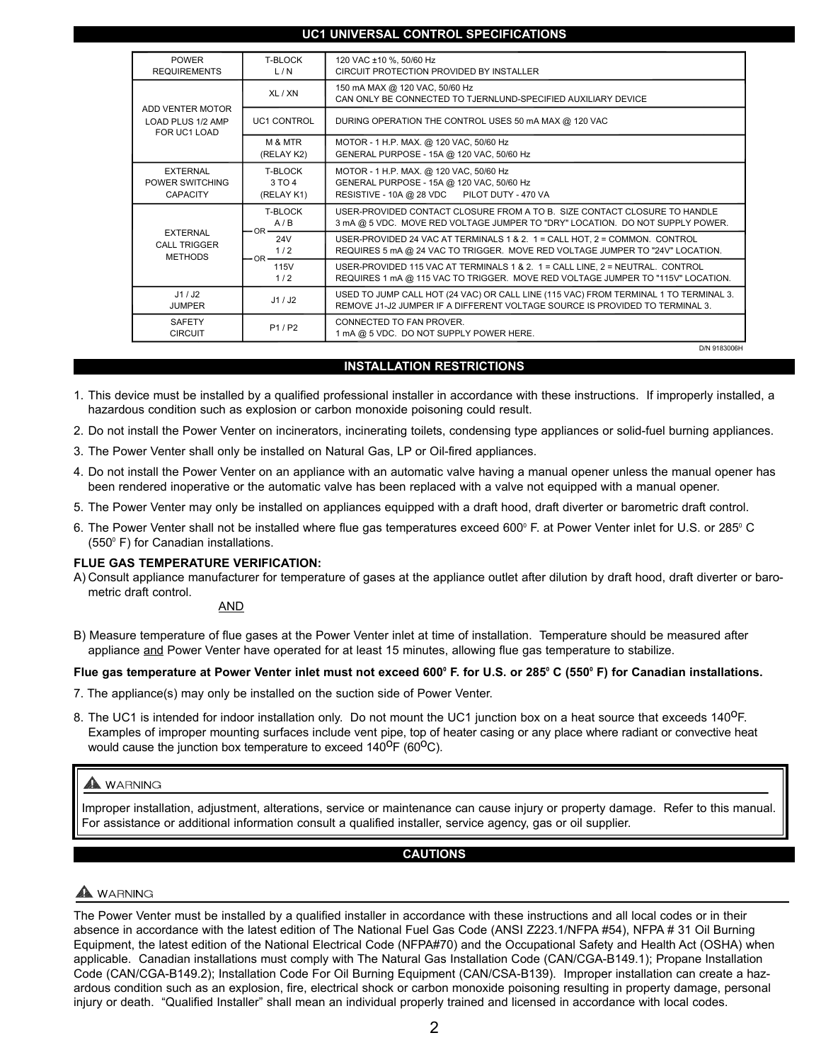## UC1 UNIVERSAL CONTROL SPECIFICATIONS

| | | |
|---|---|---|
| POWER REQUIREMENTS | T-BLOCK L / N | 120 VAC ±10 %, 50/60 Hz<br>CIRCUIT PROTECTION PROVIDED BY INSTALLER |
| ADD VENTER MOTOR LOAD PLUS 1/2 AMP FOR UC1 LOAD | XL / XN | 150 mA MAX @ 120 VAC, 50/60 Hz<br>CAN ONLY BE CONNECTED TO TJERNLUND-SPECIFIED AUXILIARY DEVICE |
| | UC1 CONTROL | DURING OPERATION THE CONTROL USES 50 mA MAX @ 120 VAC |
| | M & MTR (RELAY K2) | MOTOR - 1 H.P. MAX. @ 120 VAC, 50/60 Hz<br>GENERAL PURPOSE - 15A @ 120 VAC, 50/60 Hz |
| EXTERNAL POWER SWITCHING CAPACITY | T-BLOCK 3 TO 4 (RELAY K1) | MOTOR - 1 H.P. MAX. @ 120 VAC, 50/60 Hz<br>GENERAL PURPOSE - 15A @ 120 VAC, 50/60 Hz<br>RESISTIVE - 10A @ 28 VDC PILOT DUTY - 470 VA |
| EXTERNAL CALL TRIGGER METHODS | T-BLOCK A / B | USER-PROVIDED CONTACT CLOSURE FROM A TO B. SIZE CONTACT CLOSURE TO HANDLE 3 mA @ 5 VDC. MOVE RED VOLTAGE JUMPER TO "DRY" LOCATION. DO NOT SUPPLY POWER. |
| | — OR — 24V 1 / 2 | USER-PROVIDED 24 VAC AT TERMINALS 1 & 2. 1 = CALL HOT, 2 = COMMON. CONTROL REQUIRES 5 mA @ 24 VAC TO TRIGGER. MOVE RED VOLTAGE JUMPER TO "24V" LOCATION. |
| | — OR — 115V 1 / 2 | USER-PROVIDED 115 VAC AT TERMINALS 1 & 2. 1 = CALL LINE, 2 = NEUTRAL. CONTROL REQUIRES 1 mA @ 115 VAC TO TRIGGER. MOVE RED VOLTAGE JUMPER TO "115V" LOCATION. |
| J1 / J2 JUMPER | J1 / J2 | USED TO JUMP CALL HOT (24 VAC) OR CALL LINE (115 VAC) FROM TERMINAL 1 TO TERMINAL 3. REMOVE J1-J2 JUMPER IF A DIFFERENT VOLTAGE SOURCE IS PROVIDED TO TERMINAL 3. |
| SAFETY CIRCUIT | P1 / P2 | CONNECTED TO FAN PROVER.<br>1 mA @ 5 VDC. DO NOT SUPPLY POWER HERE. |

D/N 9183006H

## INSTALLATION RESTRICTIONS

1. This device must be installed by a qualified professional installer in accordance with these instructions. If improperly installed, a hazardous condition such as explosion or carbon monoxide poisoning could result.
2. Do not install the Power Venter on incinerators, incinerating toilets, condensing type appliances or solid-fuel burning appliances.
3. The Power Venter shall only be installed on Natural Gas, LP or Oil-fired appliances.
4. Do not install the Power Venter on an appliance with an automatic valve having a manual opener unless the manual opener has been rendered inoperative or the automatic valve has been replaced with a valve not equipped with a manual opener.
5. The Power Venter may only be installed on appliances equipped with a draft hood, draft diverter or barometric draft control.
6. The Power Venter shall not be installed where flue gas temperatures exceed 600° F. at Power Venter inlet for U.S. or 285° C (550° F) for Canadian installations.

**FLUE GAS TEMPERATURE VERIFICATION:**

A) Consult appliance manufacturer for temperature of gases at the appliance outlet after dilution by draft hood, draft diverter or barometric draft control.

AND

B) Measure temperature of flue gases at the Power Venter inlet at time of installation. Temperature should be measured after appliance and Power Venter have operated for at least 15 minutes, allowing flue gas temperature to stabilize.

**Flue gas temperature at Power Venter inlet must not exceed 600° F. for U.S. or 285° C (550° F) for Canadian installations.**

7. The appliance(s) may only be installed on the suction side of Power Venter.
8. The UC1 is intended for indoor installation only. Do not mount the UC1 junction box on a heat source that exceeds 140°F. Examples of improper mounting surfaces include vent pipe, top of heater casing or any place where radiant or convective heat would cause the junction box temperature to exceed 140°F (60°C).

> ⚠ WARNING
>
> Improper installation, adjustment, alterations, service or maintenance can cause injury or property damage. Refer to this manual. For assistance or additional information consult a qualified installer, service agency, gas or oil supplier.

## CAUTIONS

⚠ WARNING

The Power Venter must be installed by a qualified installer in accordance with these instructions and all local codes or in their absence in accordance with the latest edition of The National Fuel Gas Code (ANSI Z223.1/NFPA #54), NFPA # 31 Oil Burning Equipment, the latest edition of the National Electrical Code (NFPA#70) and the Occupational Safety and Health Act (OSHA) when applicable. Canadian installations must comply with The Natural Gas Installation Code (CAN/CGA-B149.1); Propane Installation Code (CAN/CGA-B149.2); Installation Code For Oil Burning Equipment (CAN/CSA-B139). Improper installation can create a hazardous condition such as an explosion, fire, electrical shock or carbon monoxide poisoning resulting in property damage, personal injury or death. "Qualified Installer" shall mean an individual properly trained and licensed in accordance with local codes.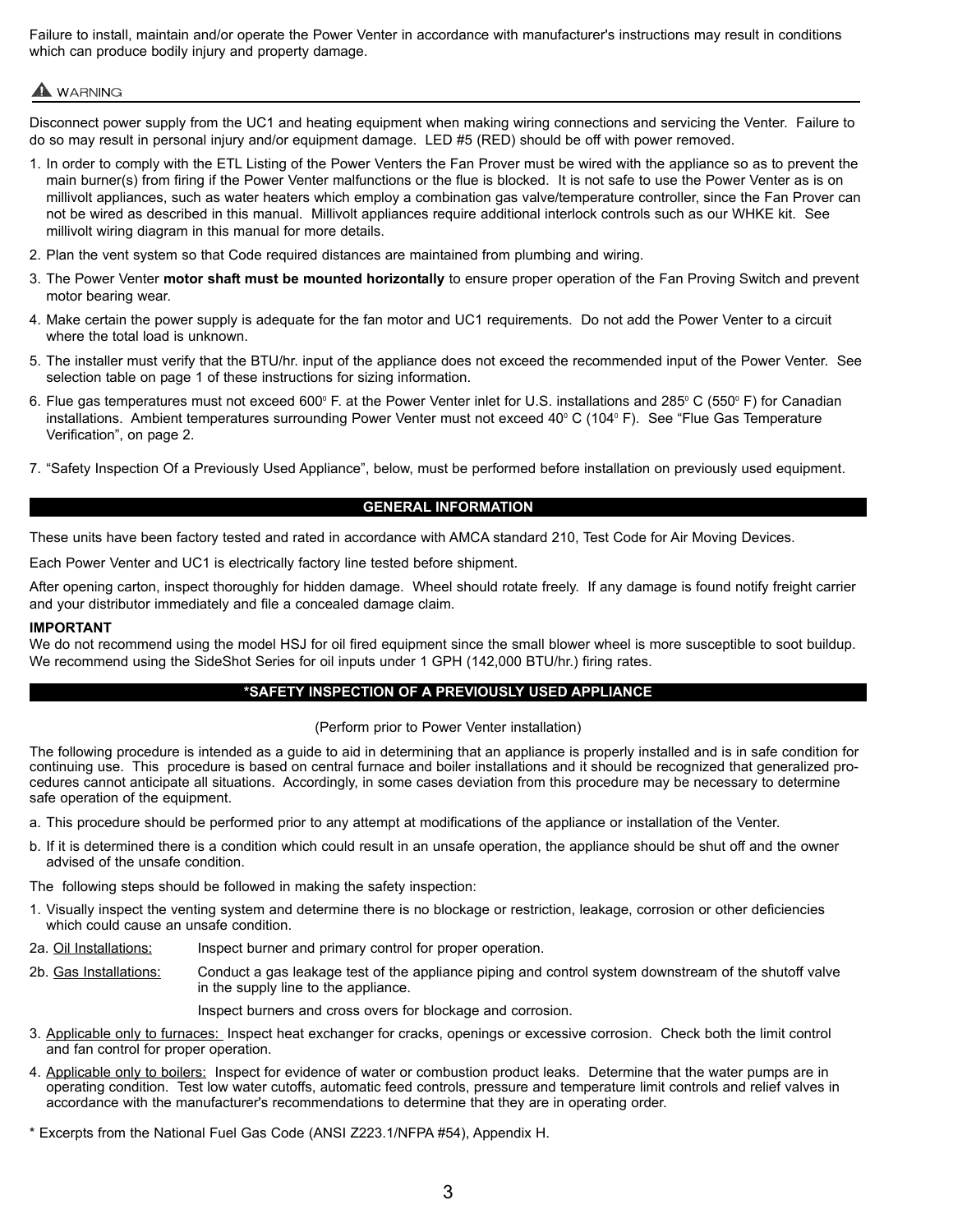Failure to install, maintain and/or operate the Power Venter in accordance with manufacturer's instructions may result in conditions which can produce bodily injury and property damage.

## ⚠ WARNING

Disconnect power supply from the UC1 and heating equipment when making wiring connections and servicing the Venter. Failure to do so may result in personal injury and/or equipment damage. LED #5 (RED) should be off with power removed.

1. In order to comply with the ETL Listing of the Power Venters the Fan Prover must be wired with the appliance so as to prevent the main burner(s) from firing if the Power Venter malfunctions or the flue is blocked. It is not safe to use the Power Venter as is on millivolt appliances, such as water heaters which employ a combination gas valve/temperature controller, since the Fan Prover can not be wired as described in this manual. Millivolt appliances require additional interlock controls such as our WHKE kit. See millivolt wiring diagram in this manual for more details.
2. Plan the vent system so that Code required distances are maintained from plumbing and wiring.
3. The Power Venter **motor shaft must be mounted horizontally** to ensure proper operation of the Fan Proving Switch and prevent motor bearing wear.
4. Make certain the power supply is adequate for the fan motor and UC1 requirements. Do not add the Power Venter to a circuit where the total load is unknown.
5. The installer must verify that the BTU/hr. input of the appliance does not exceed the recommended input of the Power Venter. See selection table on page 1 of these instructions for sizing information.
6. Flue gas temperatures must not exceed 600° F. at the Power Venter inlet for U.S. installations and 285° C (550° F) for Canadian installations. Ambient temperatures surrounding Power Venter must not exceed 40° C (104° F). See “Flue Gas Temperature Verification”, on page 2.
7. “Safety Inspection Of a Previously Used Appliance”, below, must be performed before installation on previously used equipment.

## GENERAL INFORMATION

These units have been factory tested and rated in accordance with AMCA standard 210, Test Code for Air Moving Devices.

Each Power Venter and UC1 is electrically factory line tested before shipment.

After opening carton, inspect thoroughly for hidden damage. Wheel should rotate freely. If any damage is found notify freight carrier and your distributor immediately and file a concealed damage claim.

**IMPORTANT**
We do not recommend using the model HSJ for oil fired equipment since the small blower wheel is more susceptible to soot buildup. We recommend using the SideShot Series for oil inputs under 1 GPH (142,000 BTU/hr.) firing rates.

## *SAFETY INSPECTION OF A PREVIOUSLY USED APPLIANCE

(Perform prior to Power Venter installation)

The following procedure is intended as a guide to aid in determining that an appliance is properly installed and is in safe condition for continuing use. This procedure is based on central furnace and boiler installations and it should be recognized that generalized procedures cannot anticipate all situations. Accordingly, in some cases deviation from this procedure may be necessary to determine safe operation of the equipment.

a. This procedure should be performed prior to any attempt at modifications of the appliance or installation of the Venter.

b. If it is determined there is a condition which could result in an unsafe operation, the appliance should be shut off and the owner advised of the unsafe condition.

The following steps should be followed in making the safety inspection:

1. Visually inspect the venting system and determine there is no blockage or restriction, leakage, corrosion or other deficiencies which could cause an unsafe condition.

2a. Oil Installations: Inspect burner and primary control for proper operation.

2b. Gas Installations: Conduct a gas leakage test of the appliance piping and control system downstream of the shutoff valve in the supply line to the appliance.

Inspect burners and cross overs for blockage and corrosion.

3. Applicable only to furnaces: Inspect heat exchanger for cracks, openings or excessive corrosion. Check both the limit control and fan control for proper operation.

4. Applicable only to boilers: Inspect for evidence of water or combustion product leaks. Determine that the water pumps are in operating condition. Test low water cutoffs, automatic feed controls, pressure and temperature limit controls and relief valves in accordance with the manufacturer's recommendations to determine that they are in operating order.

* Excerpts from the National Fuel Gas Code (ANSI Z223.1/NFPA #54), Appendix H.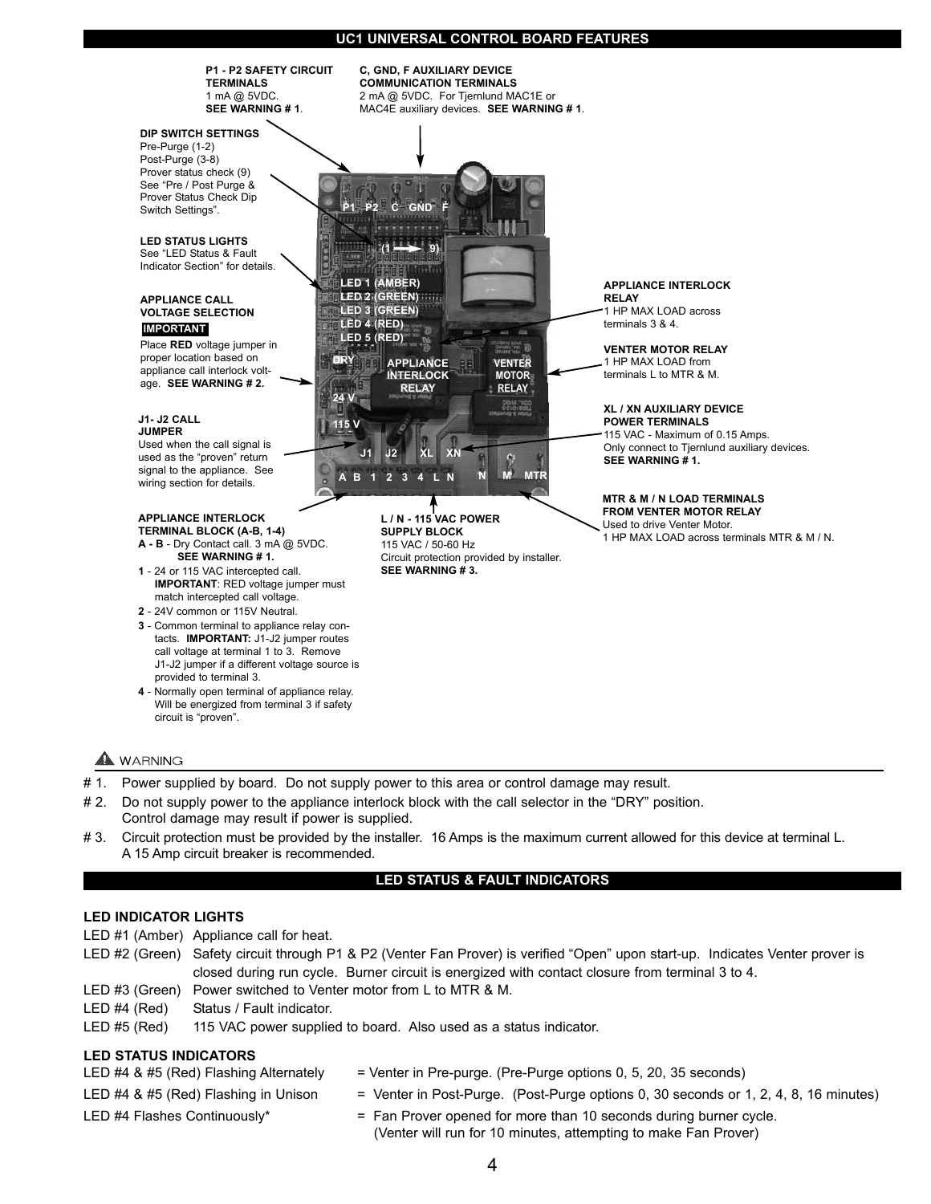## UC1 UNIVERSAL CONTROL BOARD FEATURES

**P1 - P2 SAFETY CIRCUIT TERMINALS**
1 mA @ 5VDC.
**SEE WARNING # 1**.

**C, GND, F AUXILIARY DEVICE COMMUNICATION TERMINALS**
2 mA @ 5VDC. For Tjernlund MAC1E or MAC4E auxiliary devices. **SEE WARNING # 1**.

**DIP SWITCH SETTINGS**
Pre-Purge (1-2)
Post-Purge (3-8)
Prover status check (9)
See "Pre / Post Purge & Prover Status Check Dip Switch Settings".

**LED STATUS LIGHTS**
See "LED Status & Fault Indicator Section" for details.

**APPLIANCE CALL VOLTAGE SELECTION**
**IMPORTANT**
Place **RED** voltage jumper in proper location based on appliance call interlock voltage. **SEE WARNING # 2.**

**J1- J2 CALL JUMPER**
Used when the call signal is used as the "proven" return signal to the appliance. See wiring section for details.

**APPLIANCE INTERLOCK RELAY**
1 HP MAX LOAD across terminals 3 & 4.

**VENTER MOTOR RELAY**
1 HP MAX LOAD from terminals L to MTR & M.

**XL / XN AUXILIARY DEVICE POWER TERMINALS**
115 VAC - Maximum of 0.15 Amps.
Only connect to Tjernlund auxiliary devices.
**SEE WARNING # 1.**

**MTR & M / N LOAD TERMINALS FROM VENTER MOTOR RELAY**
Used to drive Venter Motor.
1 HP MAX LOAD across terminals MTR & M / N.

**APPLIANCE INTERLOCK TERMINAL BLOCK (A-B, 1-4)**

**A - B** - Dry Contact call. 3 mA @ 5VDC. **SEE WARNING # 1.**

**1** - 24 or 115 VAC intercepted call. **IMPORTANT**: RED voltage jumper must match intercepted call voltage.

**2** - 24V common or 115V Neutral.

**3** - Common terminal to appliance relay contacts. **IMPORTANT:** J1-J2 jumper routes call voltage at terminal 1 to 3. Remove J1-J2 jumper if a different voltage source is provided to terminal 3.

**4** - Normally open terminal of appliance relay. Will be energized from terminal 3 if safety circuit is "proven".

**L / N - 115 VAC POWER SUPPLY BLOCK**
115 VAC / 50-60 Hz
Circuit protection provided by installer.
**SEE WARNING # 3.**

Board labels: P1 P2 C GND F; (1 → 9); LED 1 (AMBER); LED 2 (GREEN); LED 3 (GREEN); LED 4 (RED); LED 5 (RED); DRY; 24 V; 115 V; APPLIANCE INTERLOCK RELAY; VENTER MOTOR RELAY; J1 J2 XL XN; A B 1 2 3 4 L N; N M MTR

⚠ WARNING

# 1. Power supplied by board. Do not supply power to this area or control damage may result.

# 2. Do not supply power to the appliance interlock block with the call selector in the "DRY" position. Control damage may result if power is supplied.

# 3. Circuit protection must be provided by the installer. 16 Amps is the maximum current allowed for this device at terminal L. A 15 Amp circuit breaker is recommended.

## LED STATUS & FAULT INDICATORS

### LED INDICATOR LIGHTS

LED #1 (Amber) Appliance call for heat.

LED #2 (Green) Safety circuit through P1 & P2 (Venter Fan Prover) is verified "Open" upon start-up. Indicates Venter prover is closed during run cycle. Burner circuit is energized with contact closure from terminal 3 to 4.

LED #3 (Green) Power switched to Venter motor from L to MTR & M.

LED #4 (Red) Status / Fault indicator.

LED #5 (Red) 115 VAC power supplied to board. Also used as a status indicator.

### LED STATUS INDICATORS

LED #4 & #5 (Red) Flashing Alternately = Venter in Pre-purge. (Pre-Purge options 0, 5, 20, 35 seconds)

LED #4 & #5 (Red) Flashing in Unison = Venter in Post-Purge. (Post-Purge options 0, 30 seconds or 1, 2, 4, 8, 16 minutes)

LED #4 Flashes Continuously* = Fan Prover opened for more than 10 seconds during burner cycle. (Venter will run for 10 minutes, attempting to make Fan Prover)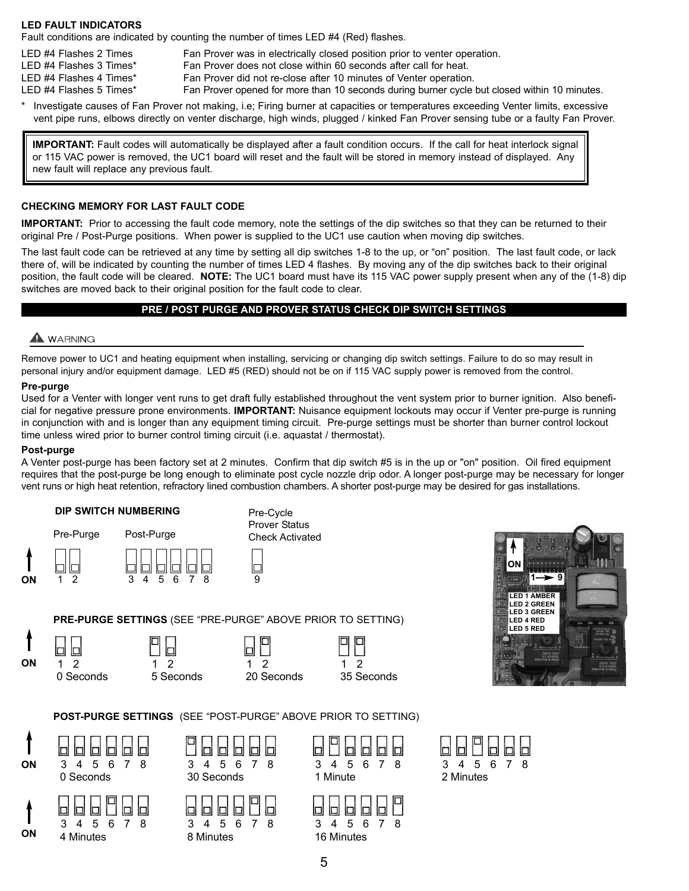**LED FAULT INDICATORS**

Fault conditions are indicated by counting the number of times LED #4 (Red) flashes.

| | |
|---|---|
| LED #4 Flashes 2 Times | Fan Prover was in electrically closed position prior to venter operation. |
| LED #4 Flashes 3 Times* | Fan Prover does not close within 60 seconds after call for heat. |
| LED #4 Flashes 4 Times* | Fan Prover did not re-close after 10 minutes of Venter operation. |
| LED #4 Flashes 5 Times* | Fan Prover opened for more than 10 seconds during burner cycle but closed within 10 minutes. |

\* Investigate causes of Fan Prover not making, i.e; Firing burner at capacities or temperatures exceeding Venter limits, excessive vent pipe runs, elbows directly on venter discharge, high winds, plugged / kinked Fan Prover sensing tube or a faulty Fan Prover.

> **IMPORTANT:** Fault codes will automatically be displayed after a fault condition occurs. If the call for heat interlock signal or 115 VAC power is removed, the UC1 board will reset and the fault will be stored in memory instead of displayed. Any new fault will replace any previous fault.

**CHECKING MEMORY FOR LAST FAULT CODE**

**IMPORTANT:** Prior to accessing the fault code memory, note the settings of the dip switches so that they can be returned to their original Pre / Post-Purge positions. When power is supplied to the UC1 use caution when moving dip switches.

The last fault code can be retrieved at any time by setting all dip switches 1-8 to the up, or "on" position. The last fault code, or lack there of, will be indicated by counting the number of times LED 4 flashes. By moving any of the dip switches back to their original position, the fault code will be cleared. **NOTE:** The UC1 board must have its 115 VAC power supply present when any of the (1-8) dip switches are moved back to their original position for the fault code to clear.

## PRE / POST PURGE AND PROVER STATUS CHECK DIP SWITCH SETTINGS

⚠ WARNING

Remove power to UC1 and heating equipment when installing, servicing or changing dip switch settings. Failure to do so may result in personal injury and/or equipment damage. LED #5 (RED) should not be on if 115 VAC supply power is removed from the control.

**Pre-purge**

Used for a Venter with longer vent runs to get draft fully established throughout the vent system prior to burner ignition. Also beneficial for negative pressure prone environments. **IMPORTANT:** Nuisance equipment lockouts may occur if Venter pre-purge is running in conjunction with and is longer than any equipment timing circuit. Pre-purge settings must be shorter than burner control lockout time unless wired prior to burner control timing circuit (i.e. aquastat / thermostat).

**Post-purge**

A Venter post-purge has been factory set at 2 minutes. Confirm that dip switch #5 is in the up or "on" position. Oil fired equipment requires that the post-purge be long enough to eliminate post cycle nozzle drip odor. A longer post-purge may be necessary for longer vent runs or high heat retention, refractory lined combustion chambers. A shorter post-purge may be desired for gas installations.

**DIP SWITCH NUMBERING**

Pre-Purge: 1 2 — Post-Purge: 3 4 5 6 7 8 — Pre-Cycle Prover Status Check Activated: 9

ON ↑

LED 1 AMBER
LED 2 GREEN
LED 3 GREEN
LED 4 RED
LED 5 RED

ON 1 → 9

**PRE-PURGE SETTINGS** (SEE "PRE-PURGE" ABOVE PRIOR TO SETTING)

| Switch ON | Setting |
|---|---|
| None | 0 Seconds |
| 1 | 5 Seconds |
| 2 | 20 Seconds |
| 1, 2 | 35 Seconds |

**POST-PURGE SETTINGS** (SEE "POST-PURGE" ABOVE PRIOR TO SETTING)

| Switch ON (3–8) | Setting |
|---|---|
| None | 0 Seconds |
| 3 | 30 Seconds |
| 4 | 1 Minute |
| 5 | 2 Minutes |
| 6 | 4 Minutes |
| 7 | 8 Minutes |
| 8 | 16 Minutes |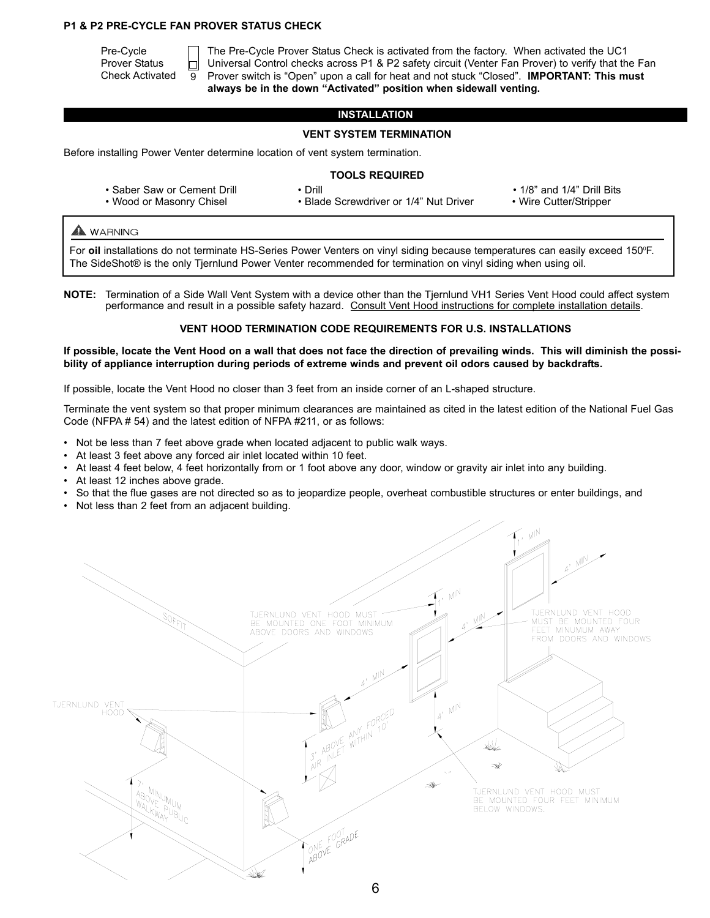**P1 & P2 PRE-CYCLE FAN PROVER STATUS CHECK**

Pre-Cycle Prover Status Check Activated (switch 9)

The Pre-Cycle Prover Status Check is activated from the factory. When activated the UC1 Universal Control checks across P1 & P2 safety circuit (Venter Fan Prover) to verify that the Fan Prover switch is “Open” upon a call for heat and not stuck “Closed”. **IMPORTANT: This must always be in the down “Activated” position when sidewall venting.**

## INSTALLATION

### VENT SYSTEM TERMINATION

Before installing Power Venter determine location of vent system termination.

### TOOLS REQUIRED

- Saber Saw or Cement Drill
- Wood or Masonry Chisel
- Drill
- Blade Screwdriver or 1/4” Nut Driver
- 1/8” and 1/4” Drill Bits
- Wire Cutter/Stripper

> ⚠ WARNING
>
> For **oil** installations do not terminate HS-Series Power Venters on vinyl siding because temperatures can easily exceed 150°F. The SideShot® is the only Tjernlund Power Venter recommended for termination on vinyl siding when using oil.

**NOTE:** Termination of a Side Wall Vent System with a device other than the Tjernlund VH1 Series Vent Hood could affect system performance and result in a possible safety hazard. Consult Vent Hood instructions for complete installation details.

### VENT HOOD TERMINATION CODE REQUIREMENTS FOR U.S. INSTALLATIONS

**If possible, locate the Vent Hood on a wall that does not face the direction of prevailing winds. This will diminish the possibility of appliance interruption during periods of extreme winds and prevent oil odors caused by backdrafts.**

If possible, locate the Vent Hood no closer than 3 feet from an inside corner of an L-shaped structure.

Terminate the vent system so that proper minimum clearances are maintained as cited in the latest edition of the National Fuel Gas Code (NFPA # 54) and the latest edition of NFPA #211, or as follows:

- Not be less than 7 feet above grade when located adjacent to public walk ways.
- At least 3 feet above any forced air inlet located within 10 feet.
- At least 4 feet below, 4 feet horizontally from or 1 foot above any door, window or gravity air inlet into any building.
- At least 12 inches above grade.
- So that the flue gases are not directed so as to jeopardize people, overheat combustible structures or enter buildings, and
- Not less than 2 feet from an adjacent building.

SOFFIT

TJERNLUND VENT HOOD

TJERNLUND VENT HOOD MUST BE MOUNTED ONE FOOT MINIMUM ABOVE DOORS AND WINDOWS

TJERNLUND VENT HOOD MUST BE MOUNTED FOUR FEET MINUMUM AWAY FROM DOORS AND WINDOWS

TJERNLUND VENT HOOD MUST BE MOUNTED FOUR FEET MINIMUM BELOW WINDOWS.

1' MIN

4' MIN

3' ABOVE ANY FORCED AIR INLET WITHIN 10'

7' MINIMUM ABOVE PUBLIC WALKWAY

ONE FOOT ABOVE GRADE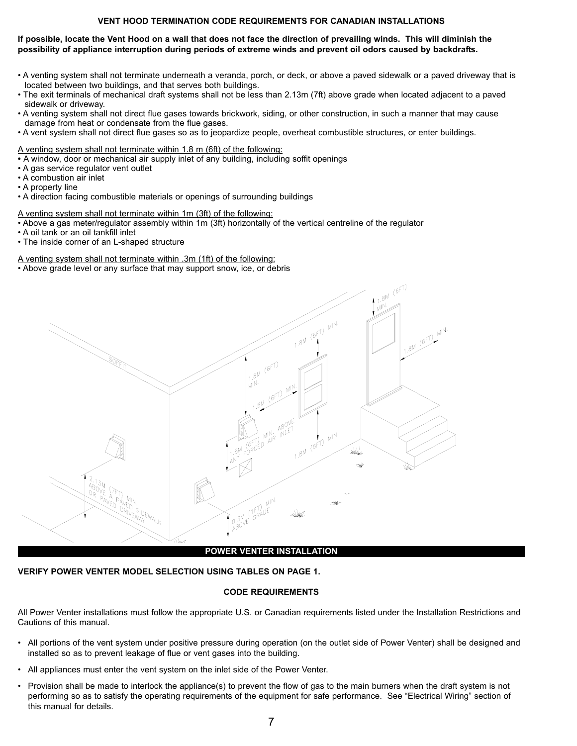## VENT HOOD TERMINATION CODE REQUIREMENTS FOR CANADIAN INSTALLATIONS

**If possible, locate the Vent Hood on a wall that does not face the direction of prevailing winds. This will diminish the possibility of appliance interruption during periods of extreme winds and prevent oil odors caused by backdrafts.**

- A venting system shall not terminate underneath a veranda, porch, or deck, or above a paved sidewalk or a paved driveway that is located between two buildings, and that serves both buildings.
- The exit terminals of mechanical draft systems shall not be less than 2.13m (7ft) above grade when located adjacent to a paved sidewalk or driveway.
- A venting system shall not direct flue gases towards brickwork, siding, or other construction, in such a manner that may cause damage from heat or condensate from the flue gases.
- A vent system shall not direct flue gases so as to jeopardize people, overheat combustible structures, or enter buildings.

<u>A venting system shall not terminate within 1.8 m (6ft) of the following:</u>

- A window, door or mechanical air supply inlet of any building, including soffit openings
- A gas service regulator vent outlet
- A combustion air inlet
- A property line
- A direction facing combustible materials or openings of surrounding buildings

<u>A venting system shall not terminate within 1m (3ft) of the following:</u>

- Above a gas meter/regulator assembly within 1m (3ft) horizontally of the vertical centreline of the regulator
- A oil tank or an oil tankfill inlet
- The inside corner of an L-shaped structure

<u>A venting system shall not terminate within .3m (1ft) of the following:</u>

- Above grade level or any surface that may support snow, ice, or debris

## POWER VENTER INSTALLATION

**VERIFY POWER VENTER MODEL SELECTION USING TABLES ON PAGE 1.**

### CODE REQUIREMENTS

All Power Venter installations must follow the appropriate U.S. or Canadian requirements listed under the Installation Restrictions and Cautions of this manual.

- All portions of the vent system under positive pressure during operation (on the outlet side of Power Venter) shall be designed and installed so as to prevent leakage of flue or vent gases into the building.
- All appliances must enter the vent system on the inlet side of the Power Venter.
- Provision shall be made to interlock the appliance(s) to prevent the flow of gas to the main burners when the draft system is not performing so as to satisfy the operating requirements of the equipment for safe performance. See “Electrical Wiring” section of this manual for details.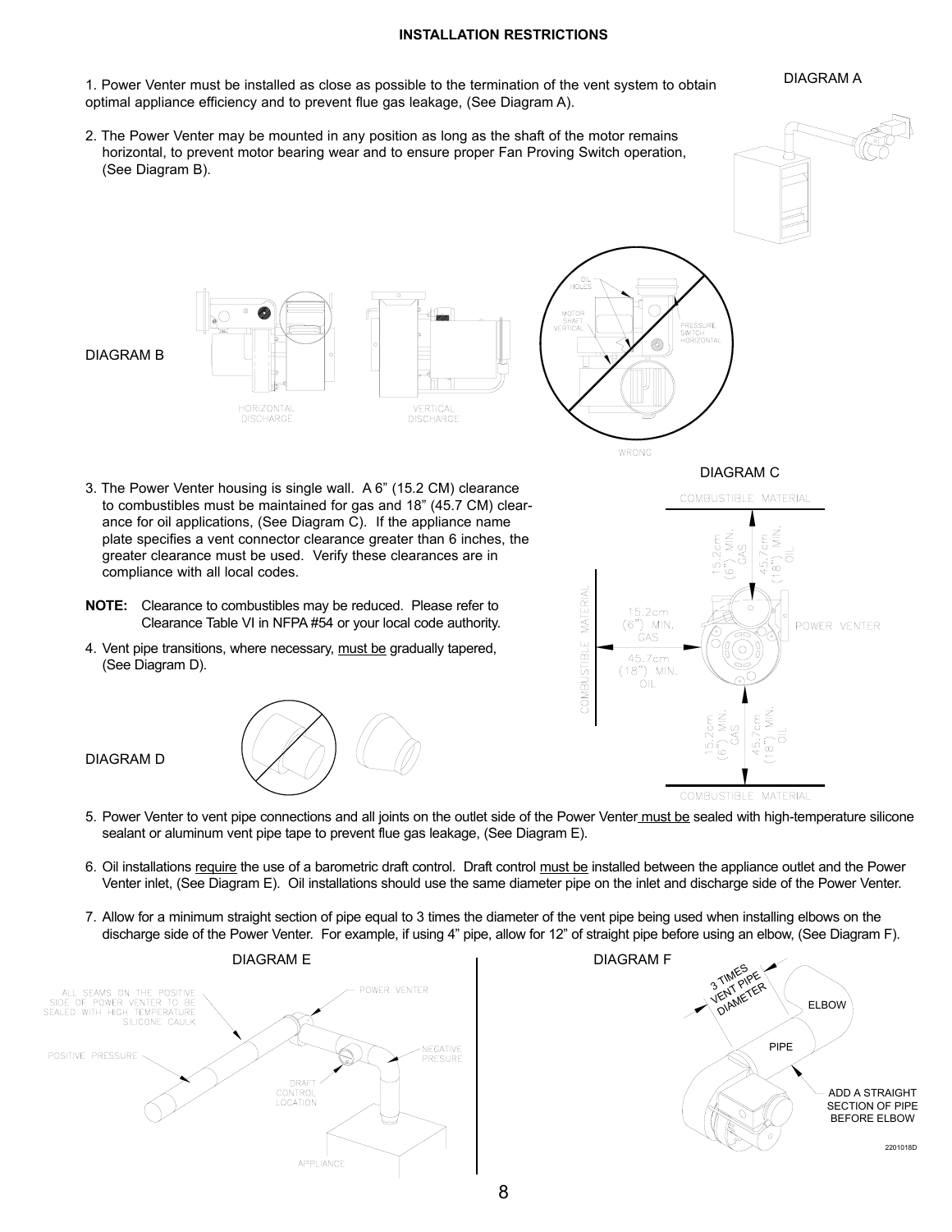## INSTALLATION RESTRICTIONS

1. Power Venter must be installed as close as possible to the termination of the vent system to obtain optimal appliance efficiency and to prevent flue gas leakage, (See Diagram A).

DIAGRAM A

2. The Power Venter may be mounted in any position as long as the shaft of the motor remains horizontal, to prevent motor bearing wear and to ensure proper Fan Proving Switch operation, (See Diagram B).

DIAGRAM B

HORIZONTAL DISCHARGE

VERTICAL DISCHARGE

OIL HOLES

MOTOR SHAFT VERTICAL

PRESSURE SWITCH HORIZONTAL

WRONG

3. The Power Venter housing is single wall. A 6" (15.2 CM) clearance to combustibles must be maintained for gas and 18" (45.7 CM) clearance for oil applications, (See Diagram C). If the appliance name plate specifies a vent connector clearance greater than 6 inches, the greater clearance must be used. Verify these clearances are in compliance with all local codes.

DIAGRAM C

COMBUSTIBLE MATERIAL

15.2cm (6") MIN. GAS

45.7cm (18") MIN. OIL

POWER VENTER

**NOTE:** Clearance to combustibles may be reduced. Please refer to Clearance Table VI in NFPA #54 or your local code authority.

4. Vent pipe transitions, where necessary, <u>must be</u> gradually tapered, (See Diagram D).

DIAGRAM D

5. Power Venter to vent pipe connections and all joints on the outlet side of the Power Venter <u>must be</u> sealed with high-temperature silicone sealant or aluminum vent pipe tape to prevent flue gas leakage, (See Diagram E).

6. Oil installations <u>require</u> the use of a barometric draft control. Draft control <u>must be</u> installed between the appliance outlet and the Power Venter inlet, (See Diagram E). Oil installations should use the same diameter pipe on the inlet and discharge side of the Power Venter.

7. Allow for a minimum straight section of pipe equal to 3 times the diameter of the vent pipe being used when installing elbows on the discharge side of the Power Venter. For example, if using 4" pipe, allow for 12" of straight pipe before using an elbow, (See Diagram F).

DIAGRAM E

ALL SEAMS ON THE POSITIVE SIDE OF POWER VENTER TO BE SEALED WITH HIGH TEMPERATURE SILICONE CAULK

POWER VENTER

POSITIVE PRESSURE

NEGATIVE PRESURE

DRAFT CONTROL LOCATION

APPLIANCE

DIAGRAM F

3 TIMES VENT PIPE DIAMETER

ELBOW

PIPE

ADD A STRAIGHT SECTION OF PIPE BEFORE ELBOW

2201018D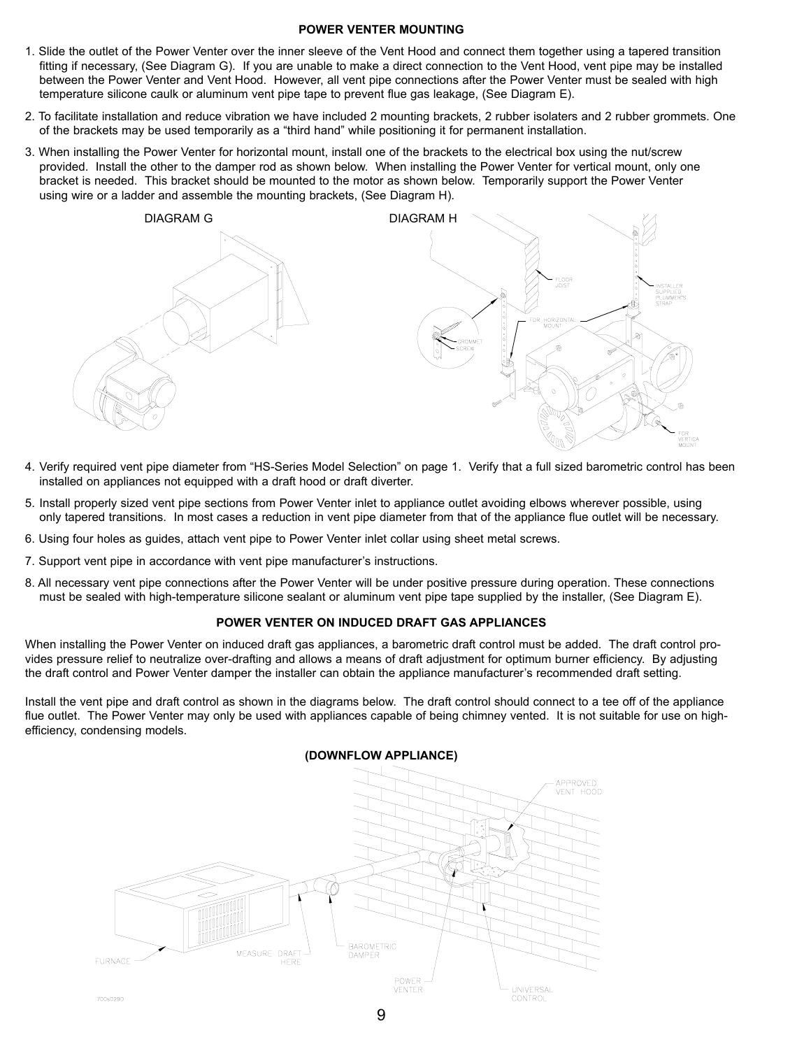## POWER VENTER MOUNTING

1. Slide the outlet of the Power Venter over the inner sleeve of the Vent Hood and connect them together using a tapered transition fitting if necessary, (See Diagram G). If you are unable to make a direct connection to the Vent Hood, vent pipe may be installed between the Power Venter and Vent Hood. However, all vent pipe connections after the Power Venter must be sealed with high temperature silicone caulk or aluminum vent pipe tape to prevent flue gas leakage, (See Diagram E).
2. To facilitate installation and reduce vibration we have included 2 mounting brackets, 2 rubber isolaters and 2 rubber grommets. One of the brackets may be used temporarily as a "third hand" while positioning it for permanent installation.
3. When installing the Power Venter for horizontal mount, install one of the brackets to the electrical box using the nut/screw provided. Install the other to the damper rod as shown below. When installing the Power Venter for vertical mount, only one bracket is needed. This bracket should be mounted to the motor as shown below. Temporarily support the Power Venter using wire or a ladder and assemble the mounting brackets, (See Diagram H).

DIAGRAM G

DIAGRAM H

FLOOR JOIST

INSTALLER SUPPLIED PLUMMER'S STRAP

FOR HORIZONTAL MOUNT

GROMMET SCREW

FOR VERTICA MOUNT

4. Verify required vent pipe diameter from "HS-Series Model Selection" on page 1. Verify that a full sized barometric control has been installed on appliances not equipped with a draft hood or draft diverter.
5. Install properly sized vent pipe sections from Power Venter inlet to appliance outlet avoiding elbows wherever possible, using only tapered transitions. In most cases a reduction in vent pipe diameter from that of the appliance flue outlet will be necessary.
6. Using four holes as guides, attach vent pipe to Power Venter inlet collar using sheet metal screws.
7. Support vent pipe in accordance with vent pipe manufacturer's instructions.
8. All necessary vent pipe connections after the Power Venter will be under positive pressure during operation. These connections must be sealed with high-temperature silicone sealant or aluminum vent pipe tape supplied by the installer, (See Diagram E).

## POWER VENTER ON INDUCED DRAFT GAS APPLIANCES

When installing the Power Venter on induced draft gas appliances, a barometric draft control must be added. The draft control provides pressure relief to neutralize over-drafting and allows a means of draft adjustment for optimum burner efficiency. By adjusting the draft control and Power Venter damper the installer can obtain the appliance manufacturer's recommended draft setting.

Install the vent pipe and draft control as shown in the diagrams below. The draft control should connect to a tee off of the appliance flue outlet. The Power Venter may only be used with appliances capable of being chimney vented. It is not suitable for use on high-efficiency, condensing models.

**(DOWNFLOW APPLIANCE)**

APPROVED VENT HOOD

FURNACE

MEASURE DRAFT HERE

BAROMETRIC DAMPER

POWER VENTER

UNIVERSAL CONTROL

700s0290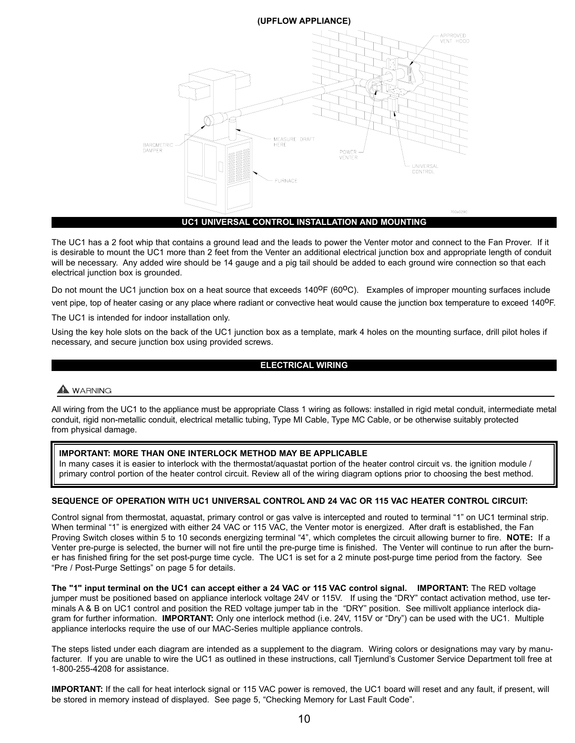**(UPFLOW APPLIANCE)**

APPROVED VENT HOOD

BAROMETRIC DAMPER

MEASURE DRAFT HERE

POWER VENTER

UNIVERSAL CONTROL

FURNACE

## UC1 UNIVERSAL CONTROL INSTALLATION AND MOUNTING

The UC1 has a 2 foot whip that contains a ground lead and the leads to power the Venter motor and connect to the Fan Prover. If it is desirable to mount the UC1 more than 2 feet from the Venter an additional electrical junction box and appropriate length of conduit will be necessary. Any added wire should be 14 gauge and a pig tail should be added to each ground wire connection so that each electrical junction box is grounded.

Do not mount the UC1 junction box on a heat source that exceeds 140°F (60°C). Examples of improper mounting surfaces include vent pipe, top of heater casing or any place where radiant or convective heat would cause the junction box temperature to exceed 140°F.

The UC1 is intended for indoor installation only.

Using the key hole slots on the back of the UC1 junction box as a template, mark 4 holes on the mounting surface, drill pilot holes if necessary, and secure junction box using provided screws.

## ELECTRICAL WIRING

⚠ WARNING

All wiring from the UC1 to the appliance must be appropriate Class 1 wiring as follows: installed in rigid metal conduit, intermediate metal conduit, rigid non-metallic conduit, electrical metallic tubing, Type MI Cable, Type MC Cable, or be otherwise suitably protected from physical damage.

**IMPORTANT: MORE THAN ONE INTERLOCK METHOD MAY BE APPLICABLE**
In many cases it is easier to interlock with the thermostat/aquastat portion of the heater control circuit vs. the ignition module / primary control portion of the heater control circuit. Review all of the wiring diagram options prior to choosing the best method.

**SEQUENCE OF OPERATION WITH UC1 UNIVERSAL CONTROL AND 24 VAC OR 115 VAC HEATER CONTROL CIRCUIT:**

Control signal from thermostat, aquastat, primary control or gas valve is intercepted and routed to terminal “1” on UC1 terminal strip. When terminal “1” is energized with either 24 VAC or 115 VAC, the Venter motor is energized. After draft is established, the Fan Proving Switch closes within 5 to 10 seconds energizing terminal “4”, which completes the circuit allowing burner to fire. **NOTE:** If a Venter pre-purge is selected, the burner will not fire until the pre-purge time is finished. The Venter will continue to run after the burner has finished firing for the set post-purge time cycle. The UC1 is set for a 2 minute post-purge time period from the factory. See “Pre / Post-Purge Settings” on page 5 for details.

**The "1" input terminal on the UC1 can accept either a 24 VAC or 115 VAC control signal.** **IMPORTANT:** The RED voltage jumper must be positioned based on appliance interlock voltage 24V or 115V. If using the “DRY” contact activation method, use terminals A & B on UC1 control and position the RED voltage jumper tab in the “DRY” position. See millivolt appliance interlock diagram for further information. **IMPORTANT:** Only one interlock method (i.e. 24V, 115V or “Dry”) can be used with the UC1. Multiple appliance interlocks require the use of our MAC-Series multiple appliance controls.

The steps listed under each diagram are intended as a supplement to the diagram. Wiring colors or designations may vary by manufacturer. If you are unable to wire the UC1 as outlined in these instructions, call Tjernlund’s Customer Service Department toll free at 1-800-255-4208 for assistance.

**IMPORTANT:** If the call for heat interlock signal or 115 VAC power is removed, the UC1 board will reset and any fault, if present, will be stored in memory instead of displayed. See page 5, “Checking Memory for Last Fault Code”.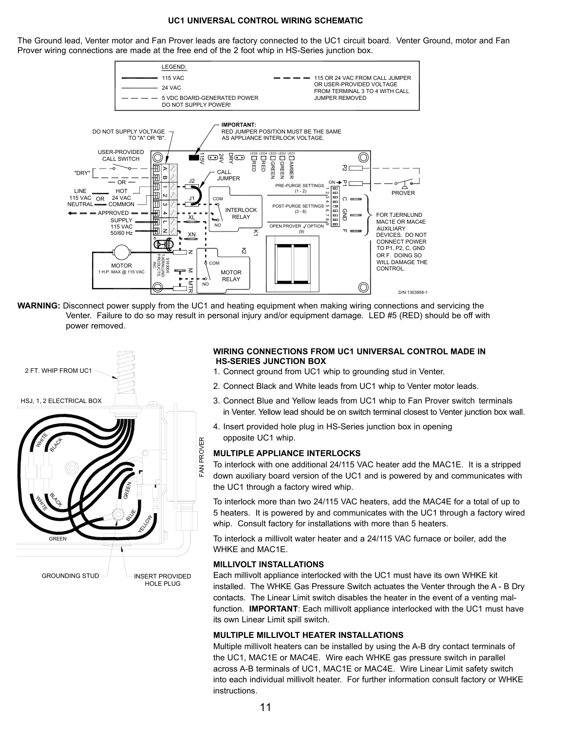## UC1 UNIVERSAL CONTROL WIRING SCHEMATIC

The Ground lead, Venter motor and Fan Prover leads are factory connected to the UC1 circuit board. Venter Ground, motor and Fan Prover wiring connections are made at the free end of the 2 foot whip in HS-Series junction box.

**WARNING:** Disconnect power supply from the UC1 and heating equipment when making wiring connections and servicing the Venter. Failure to do so may result in personal injury and/or equipment damage. LED #5 (RED) should be off with power removed.

### WIRING CONNECTIONS FROM UC1 UNIVERSAL CONTROL MADE IN HS-SERIES JUNCTION BOX

1. Connect ground from UC1 whip to grounding stud in Venter.
2. Connect Black and White leads from UC1 whip to Venter motor leads.
3. Connect Blue and Yellow leads from UC1 whip to Fan Prover switch terminals in Venter. Yellow lead should be on switch terminal closest to Venter junction box wall.
4. Insert provided hole plug in HS-Series junction box in opening opposite UC1 whip.

### MULTIPLE APPLIANCE INTERLOCKS

To interlock with one additional 24/115 VAC heater add the MAC1E. It is a stripped down auxiliary board version of the UC1 and is powered by and communicates with the UC1 through a factory wired whip.

To interlock more than two 24/115 VAC heaters, add the MAC4E for a total of up to 5 heaters. It is powered by and communicates with the UC1 through a factory wired whip. Consult factory for installations with more than 5 heaters.

To interlock a millivolt water heater and a 24/115 VAC furnace or boiler, add the WHKE and MAC1E.

### MILLIVOLT INSTALLATIONS

Each millivolt appliance interlocked with the UC1 must have its own WHKE kit installed. The WHKE Gas Pressure Switch actuates the Venter through the A - B Dry contacts. The Linear Limit switch disables the heater in the event of a venting malfunction. **IMPORTANT**: Each millivolt appliance interlocked with the UC1 must have its own Linear Limit spill switch.

### MULTIPLE MILLIVOLT HEATER INSTALLATIONS

Multiple millivolt heaters can be installed by using the A-B dry contact terminals of the UC1, MAC1E or MAC4E. Wire each WHKE gas pressure switch in parallel across A-B terminals of UC1, MAC1E or MAC4E. Wire Linear Limit safety switch into each individual millivolt heater. For further information consult factory or WHKE instructions.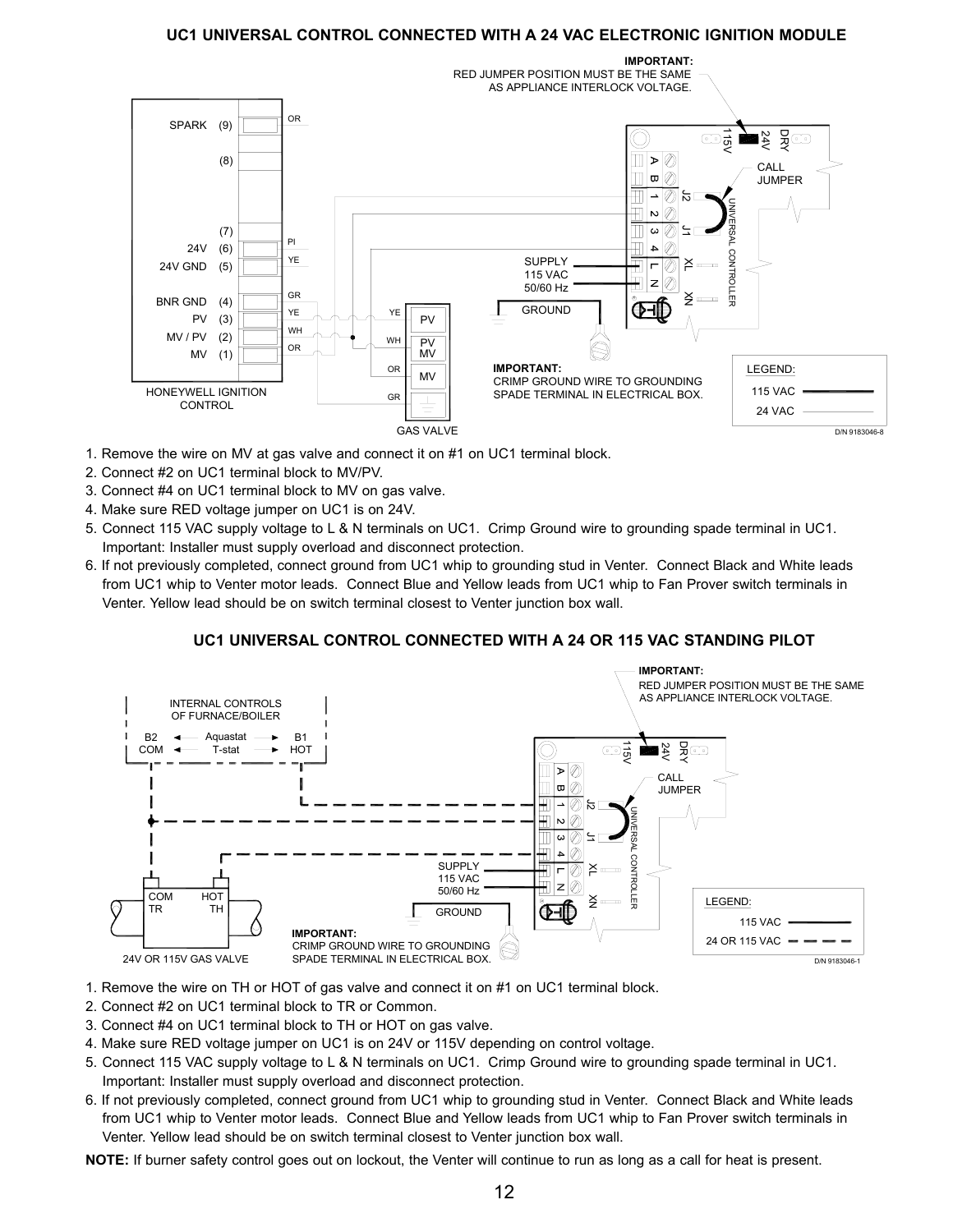## UC1 UNIVERSAL CONTROL CONNECTED WITH A 24 VAC ELECTRONIC IGNITION MODULE

1. Remove the wire on MV at gas valve and connect it on #1 on UC1 terminal block.
2. Connect #2 on UC1 terminal block to MV/PV.
3. Connect #4 on UC1 terminal block to MV on gas valve.
4. Make sure RED voltage jumper on UC1 is on 24V.
5. Connect 115 VAC supply voltage to L & N terminals on UC1. Crimp Ground wire to grounding spade terminal in UC1. Important: Installer must supply overload and disconnect protection.
6. If not previously completed, connect ground from UC1 whip to grounding stud in Venter. Connect Black and White leads from UC1 whip to Venter motor leads. Connect Blue and Yellow leads from UC1 whip to Fan Prover switch terminals in Venter. Yellow lead should be on switch terminal closest to Venter junction box wall.

## UC1 UNIVERSAL CONTROL CONNECTED WITH A 24 OR 115 VAC STANDING PILOT

1. Remove the wire on TH or HOT of gas valve and connect it on #1 on UC1 terminal block.
2. Connect #2 on UC1 terminal block to TR or Common.
3. Connect #4 on UC1 terminal block to TH or HOT on gas valve.
4. Make sure RED voltage jumper on UC1 is on 24V or 115V depending on control voltage.
5. Connect 115 VAC supply voltage to L & N terminals on UC1. Crimp Ground wire to grounding spade terminal in UC1. Important: Installer must supply overload and disconnect protection.
6. If not previously completed, connect ground from UC1 whip to grounding stud in Venter. Connect Black and White leads from UC1 whip to Venter motor leads. Connect Blue and Yellow leads from UC1 whip to Fan Prover switch terminals in Venter. Yellow lead should be on switch terminal closest to Venter junction box wall.

**NOTE:** If burner safety control goes out on lockout, the Venter will continue to run as long as a call for heat is present.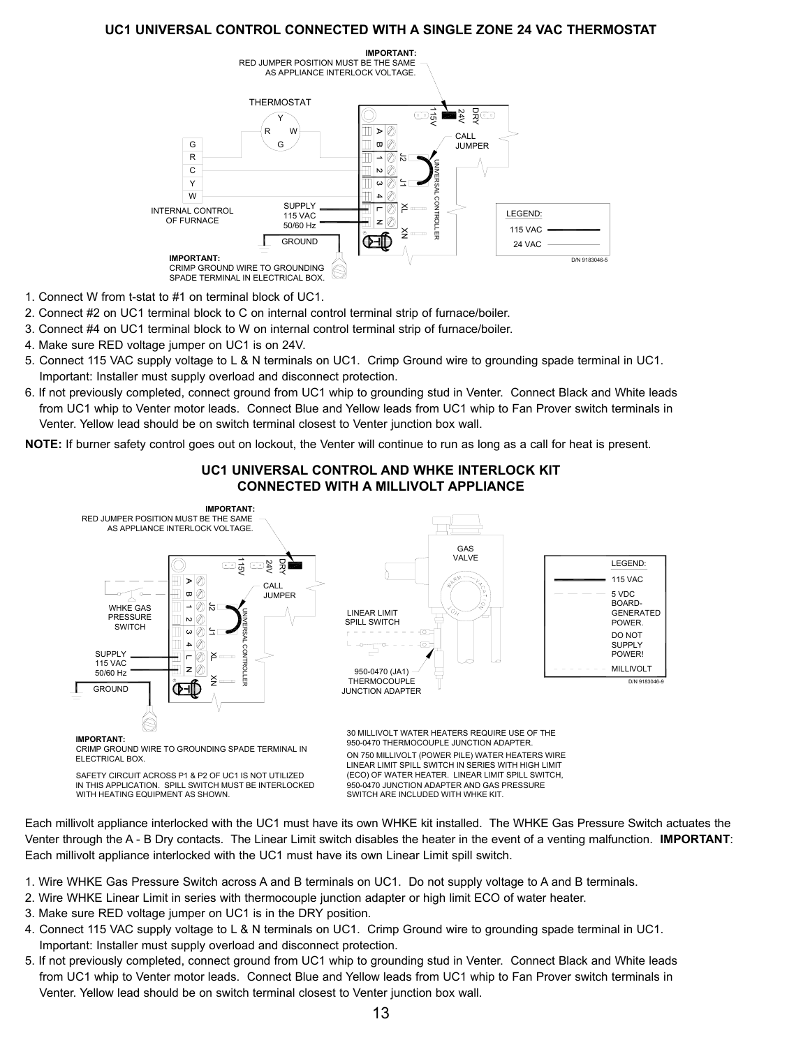## UC1 UNIVERSAL CONTROL CONNECTED WITH A SINGLE ZONE 24 VAC THERMOSTAT

1. Connect W from t-stat to #1 on terminal block of UC1.
2. Connect #2 on UC1 terminal block to C on internal control terminal strip of furnace/boiler.
3. Connect #4 on UC1 terminal block to W on internal control terminal strip of furnace/boiler.
4. Make sure RED voltage jumper on UC1 is on 24V.
5. Connect 115 VAC supply voltage to L & N terminals on UC1. Crimp Ground wire to grounding spade terminal in UC1. Important: Installer must supply overload and disconnect protection.
6. If not previously completed, connect ground from UC1 whip to grounding stud in Venter. Connect Black and White leads from UC1 whip to Venter motor leads. Connect Blue and Yellow leads from UC1 whip to Fan Prover switch terminals in Venter. Yellow lead should be on switch terminal closest to Venter junction box wall.

**NOTE:** If burner safety control goes out on lockout, the Venter will continue to run as long as a call for heat is present.

## UC1 UNIVERSAL CONTROL AND WHKE INTERLOCK KIT CONNECTED WITH A MILLIVOLT APPLIANCE

Each millivolt appliance interlocked with the UC1 must have its own WHKE kit installed. The WHKE Gas Pressure Switch actuates the Venter through the A - B Dry contacts. The Linear Limit switch disables the heater in the event of a venting malfunction. **IMPORTANT**: Each millivolt appliance interlocked with the UC1 must have its own Linear Limit spill switch.

1. Wire WHKE Gas Pressure Switch across A and B terminals on UC1. Do not supply voltage to A and B terminals.
2. Wire WHKE Linear Limit in series with thermocouple junction adapter or high limit ECO of water heater.
3. Make sure RED voltage jumper on UC1 is in the DRY position.
4. Connect 115 VAC supply voltage to L & N terminals on UC1. Crimp Ground wire to grounding spade terminal in UC1. Important: Installer must supply overload and disconnect protection.
5. If not previously completed, connect ground from UC1 whip to grounding stud in Venter. Connect Black and White leads from UC1 whip to Venter motor leads. Connect Blue and Yellow leads from UC1 whip to Fan Prover switch terminals in Venter. Yellow lead should be on switch terminal closest to Venter junction box wall.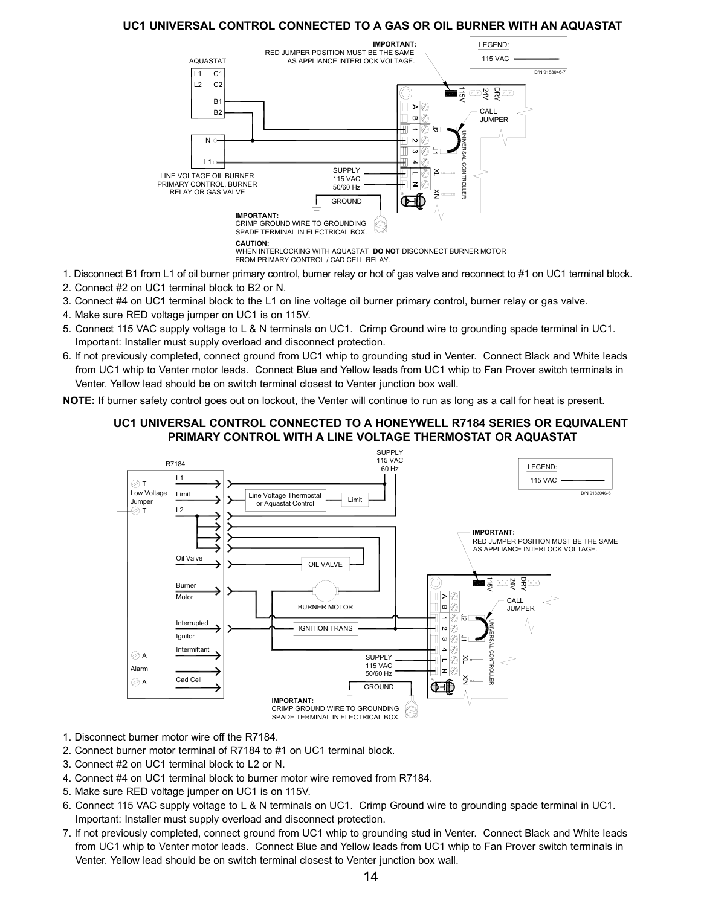## UC1 UNIVERSAL CONTROL CONNECTED TO A GAS OR OIL BURNER WITH AN AQUASTAT

1. Disconnect B1 from L1 of oil burner primary control, burner relay or hot of gas valve and reconnect to #1 on UC1 terminal block.
2. Connect #2 on UC1 terminal block to B2 or N.
3. Connect #4 on UC1 terminal block to the L1 on line voltage oil burner primary control, burner relay or gas valve.
4. Make sure RED voltage jumper on UC1 is on 115V.
5. Connect 115 VAC supply voltage to L & N terminals on UC1. Crimp Ground wire to grounding spade terminal in UC1. Important: Installer must supply overload and disconnect protection.
6. If not previously completed, connect ground from UC1 whip to grounding stud in Venter. Connect Black and White leads from UC1 whip to Venter motor leads. Connect Blue and Yellow leads from UC1 whip to Fan Prover switch terminals in Venter. Yellow lead should be on switch terminal closest to Venter junction box wall.

**NOTE:** If burner safety control goes out on lockout, the Venter will continue to run as long as a call for heat is present.

## UC1 UNIVERSAL CONTROL CONNECTED TO A HONEYWELL R7184 SERIES OR EQUIVALENT PRIMARY CONTROL WITH A LINE VOLTAGE THERMOSTAT OR AQUASTAT

1. Disconnect burner motor wire off the R7184.
2. Connect burner motor terminal of R7184 to #1 on UC1 terminal block.
3. Connect #2 on UC1 terminal block to L2 or N.
4. Connect #4 on UC1 terminal block to burner motor wire removed from R7184.
5. Make sure RED voltage jumper on UC1 is on 115V.
6. Connect 115 VAC supply voltage to L & N terminals on UC1. Crimp Ground wire to grounding spade terminal in UC1. Important: Installer must supply overload and disconnect protection.
7. If not previously completed, connect ground from UC1 whip to grounding stud in Venter. Connect Black and White leads from UC1 whip to Venter motor leads. Connect Blue and Yellow leads from UC1 whip to Fan Prover switch terminals in Venter. Yellow lead should be on switch terminal closest to Venter junction box wall.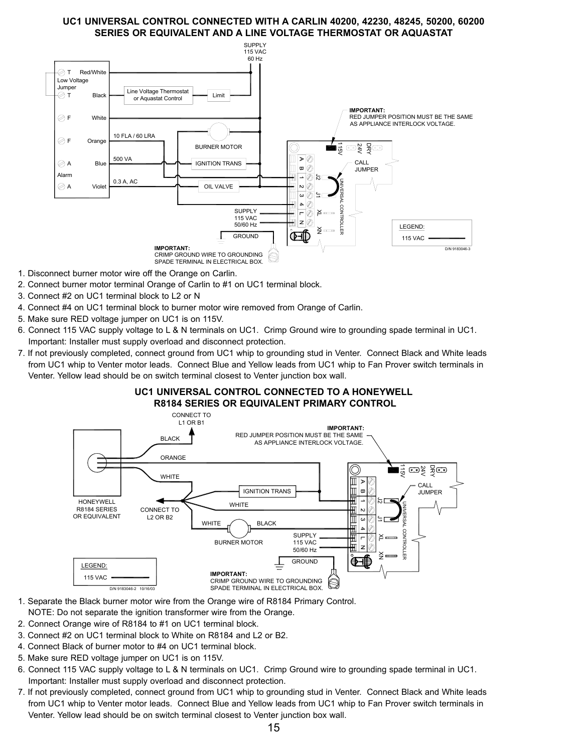## UC1 UNIVERSAL CONTROL CONNECTED WITH A CARLIN 40200, 42230, 48245, 50200, 60200 SERIES OR EQUIVALENT AND A LINE VOLTAGE THERMOSTAT OR AQUASTAT

1. Disconnect burner motor wire off the Orange on Carlin.
2. Connect burner motor terminal Orange of Carlin to #1 on UC1 terminal block.
3. Connect #2 on UC1 terminal block to L2 or N
4. Connect #4 on UC1 terminal block to burner motor wire removed from Orange of Carlin.
5. Make sure RED voltage jumper on UC1 is on 115V.
6. Connect 115 VAC supply voltage to L & N terminals on UC1. Crimp Ground wire to grounding spade terminal in UC1. Important: Installer must supply overload and disconnect protection.
7. If not previously completed, connect ground from UC1 whip to grounding stud in Venter. Connect Black and White leads from UC1 whip to Venter motor leads. Connect Blue and Yellow leads from UC1 whip to Fan Prover switch terminals in Venter. Yellow lead should be on switch terminal closest to Venter junction box wall.

## UC1 UNIVERSAL CONTROL CONNECTED TO A HONEYWELL R8184 SERIES OR EQUIVALENT PRIMARY CONTROL

1. Separate the Black burner motor wire from the Orange wire of R8184 Primary Control. NOTE: Do not separate the ignition transformer wire from the Orange.
2. Connect Orange wire of R8184 to #1 on UC1 terminal block.
3. Connect #2 on UC1 terminal block to White on R8184 and L2 or B2.
4. Connect Black of burner motor to #4 on UC1 terminal block.
5. Make sure RED voltage jumper on UC1 is on 115V.
6. Connect 115 VAC supply voltage to L & N terminals on UC1. Crimp Ground wire to grounding spade terminal in UC1. Important: Installer must supply overload and disconnect protection.
7. If not previously completed, connect ground from UC1 whip to grounding stud in Venter. Connect Black and White leads from UC1 whip to Venter motor leads. Connect Blue and Yellow leads from UC1 whip to Fan Prover switch terminals in Venter. Yellow lead should be on switch terminal closest to Venter junction box wall.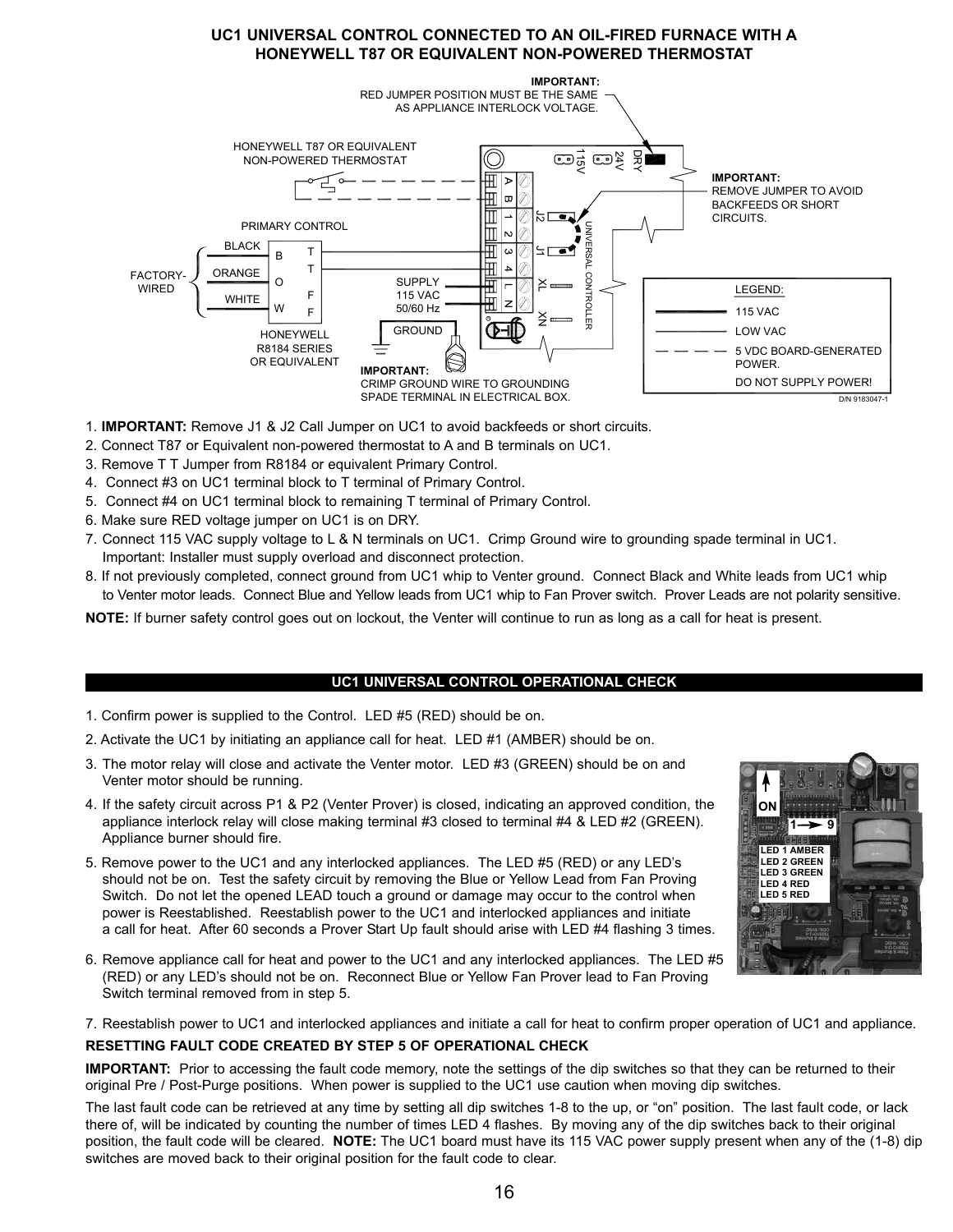## UC1 UNIVERSAL CONTROL CONNECTED TO AN OIL-FIRED FURNACE WITH A HONEYWELL T87 OR EQUIVALENT NON-POWERED THERMOSTAT

IMPORTANT: RED JUMPER POSITION MUST BE THE SAME AS APPLIANCE INTERLOCK VOLTAGE.

HONEYWELL T87 OR EQUIVALENT NON-POWERED THERMOSTAT

IMPORTANT: REMOVE JUMPER TO AVOID BACKFEEDS OR SHORT CIRCUITS.

PRIMARY CONTROL

FACTORY-WIRED: BLACK – B, ORANGE – O, WHITE – W; T T F F

HONEYWELL R8184 SERIES OR EQUIVALENT

SUPPLY 115 VAC 50/60 Hz

GROUND

IMPORTANT: CRIMP GROUND WIRE TO GROUNDING SPADE TERMINAL IN ELECTRICAL BOX.

UNIVERSAL CONTROLLER: DRY, 24V, 115V, A, B, 1, 2, 3, 4, L, N, J1, J2, XL, XN

LEGEND:
- 115 VAC
- LOW VAC
- 5 VDC BOARD-GENERATED POWER. DO NOT SUPPLY POWER!

D/N 9183047-1

1. **IMPORTANT:** Remove J1 & J2 Call Jumper on UC1 to avoid backfeeds or short circuits.
2. Connect T87 or Equivalent non-powered thermostat to A and B terminals on UC1.
3. Remove T T Jumper from R8184 or equivalent Primary Control.
4. Connect #3 on UC1 terminal block to T terminal of Primary Control.
5. Connect #4 on UC1 terminal block to remaining T terminal of Primary Control.
6. Make sure RED voltage jumper on UC1 is on DRY.
7. Connect 115 VAC supply voltage to L & N terminals on UC1. Crimp Ground wire to grounding spade terminal in UC1. Important: Installer must supply overload and disconnect protection.
8. If not previously completed, connect ground from UC1 whip to Venter ground. Connect Black and White leads from UC1 whip to Venter motor leads. Connect Blue and Yellow leads from UC1 whip to Fan Prover switch. Prover Leads are not polarity sensitive.

**NOTE:** If burner safety control goes out on lockout, the Venter will continue to run as long as a call for heat is present.

## UC1 UNIVERSAL CONTROL OPERATIONAL CHECK

1. Confirm power is supplied to the Control. LED #5 (RED) should be on.
2. Activate the UC1 by initiating an appliance call for heat. LED #1 (AMBER) should be on.
3. The motor relay will close and activate the Venter motor. LED #3 (GREEN) should be on and Venter motor should be running.
4. If the safety circuit across P1 & P2 (Venter Prover) is closed, indicating an approved condition, the appliance interlock relay will close making terminal #3 closed to terminal #4 & LED #2 (GREEN). Appliance burner should fire.
5. Remove power to the UC1 and any interlocked appliances. The LED #5 (RED) or any LED's should not be on. Test the safety circuit by removing the Blue or Yellow Lead from Fan Proving Switch. Do not let the opened LEAD touch a ground or damage may occur to the control when power is Reestablished. Reestablish power to the UC1 and interlocked appliances and initiate a call for heat. After 60 seconds a Prover Start Up fault should arise with LED #4 flashing 3 times.
6. Remove appliance call for heat and power to the UC1 and any interlocked appliances. The LED #5 (RED) or any LED's should not be on. Reconnect Blue or Yellow Fan Prover lead to Fan Proving Switch terminal removed from in step 5.
7. Reestablish power to UC1 and interlocked appliances and initiate a call for heat to confirm proper operation of UC1 and appliance.

ON, 1 → 9
LED 1 AMBER
LED 2 GREEN
LED 3 GREEN
LED 4 RED
LED 5 RED

**RESETTING FAULT CODE CREATED BY STEP 5 OF OPERATIONAL CHECK**

**IMPORTANT:** Prior to accessing the fault code memory, note the settings of the dip switches so that they can be returned to their original Pre / Post-Purge positions. When power is supplied to the UC1 use caution when moving dip switches.

The last fault code can be retrieved at any time by setting all dip switches 1-8 to the up, or "on" position. The last fault code, or lack there of, will be indicated by counting the number of times LED 4 flashes. By moving any of the dip switches back to their original position, the fault code will be cleared. **NOTE:** The UC1 board must have its 115 VAC power supply present when any of the (1-8) dip switches are moved back to their original position for the fault code to clear.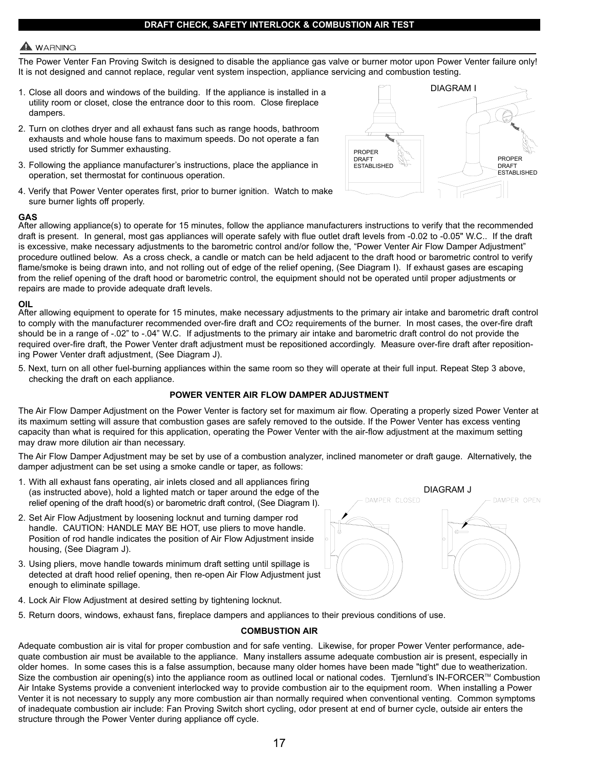## DRAFT CHECK, SAFETY INTERLOCK & COMBUSTION AIR TEST

⚠ WARNING

The Power Venter Fan Proving Switch is designed to disable the appliance gas valve or burner motor upon Power Venter failure only! It is not designed and cannot replace, regular vent system inspection, appliance servicing and combustion testing.

1. Close all doors and windows of the building. If the appliance is installed in a utility room or closet, close the entrance door to this room. Close fireplace dampers.
2. Turn on clothes dryer and all exhaust fans such as range hoods, bathroom exhausts and whole house fans to maximum speeds. Do not operate a fan used strictly for Summer exhausting.
3. Following the appliance manufacturer's instructions, place the appliance in operation, set thermostat for continuous operation.
4. Verify that Power Venter operates first, prior to burner ignition. Watch to make sure burner lights off properly.

DIAGRAM I

PROPER DRAFT ESTABLISHED

PROPER DRAFT ESTABLISHED

**GAS**
After allowing appliance(s) to operate for 15 minutes, follow the appliance manufacturers instructions to verify that the recommended draft is present. In general, most gas appliances will operate safely with flue outlet draft levels from -0.02 to -0.05" W.C.. If the draft is excessive, make necessary adjustments to the barometric control and/or follow the, "Power Venter Air Flow Damper Adjustment" procedure outlined below. As a cross check, a candle or match can be held adjacent to the draft hood or barometric control to verify flame/smoke is being drawn into, and not rolling out of edge of the relief opening, (See Diagram I). If exhaust gases are escaping from the relief opening of the draft hood or barometric control, the equipment should not be operated until proper adjustments or repairs are made to provide adequate draft levels.

**OIL**
After allowing equipment to operate for 15 minutes, make necessary adjustments to the primary air intake and barometric draft control to comply with the manufacturer recommended over-fire draft and $CO_2$ requirements of the burner. In most cases, the over-fire draft should be in a range of -.02" to -.04" W.C. If adjustments to the primary air intake and barometric draft control do not provide the required over-fire draft, the Power Venter draft adjustment must be repositioned accordingly. Measure over-fire draft after repositioning Power Venter draft adjustment, (See Diagram J).

5. Next, turn on all other fuel-burning appliances within the same room so they will operate at their full input. Repeat Step 3 above, checking the draft on each appliance.

### POWER VENTER AIR FLOW DAMPER ADJUSTMENT

The Air Flow Damper Adjustment on the Power Venter is factory set for maximum air flow. Operating a properly sized Power Venter at its maximum setting will assure that combustion gases are safely removed to the outside. If the Power Venter has excess venting capacity than what is required for this application, operating the Power Venter with the air-flow adjustment at the maximum setting may draw more dilution air than necessary.

The Air Flow Damper Adjustment may be set by use of a combustion analyzer, inclined manometer or draft gauge. Alternatively, the damper adjustment can be set using a smoke candle or taper, as follows:

1. With all exhaust fans operating, air inlets closed and all appliances firing (as instructed above), hold a lighted match or taper around the edge of the relief opening of the draft hood(s) or barometric draft control, (See Diagram I).
2. Set Air Flow Adjustment by loosening locknut and turning damper rod handle. CAUTION: HANDLE MAY BE HOT, use pliers to move handle. Position of rod handle indicates the position of Air Flow Adjustment inside housing, (See Diagram J).
3. Using pliers, move handle towards minimum draft setting until spillage is detected at draft hood relief opening, then re-open Air Flow Adjustment just enough to eliminate spillage.
4. Lock Air Flow Adjustment at desired setting by tightening locknut.
5. Return doors, windows, exhaust fans, fireplace dampers and appliances to their previous conditions of use.

DIAGRAM J

DAMPER CLOSED

DAMPER OPEN

### COMBUSTION AIR

Adequate combustion air is vital for proper combustion and for safe venting. Likewise, for proper Power Venter performance, adequate combustion air must be available to the appliance. Many installers assume adequate combustion air is present, especially in older homes. In some cases this is a false assumption, because many older homes have been made "tight" due to weatherization. Size the combustion air opening(s) into the appliance room as outlined local or national codes. Tjernlund's IN-FORCER™ Combustion Air Intake Systems provide a convenient interlocked way to provide combustion air to the equipment room. When installing a Power Venter it is not necessary to supply any more combustion air than normally required when conventional venting. Common symptoms of inadequate combustion air include: Fan Proving Switch short cycling, odor present at end of burner cycle, outside air enters the structure through the Power Venter during appliance off cycle.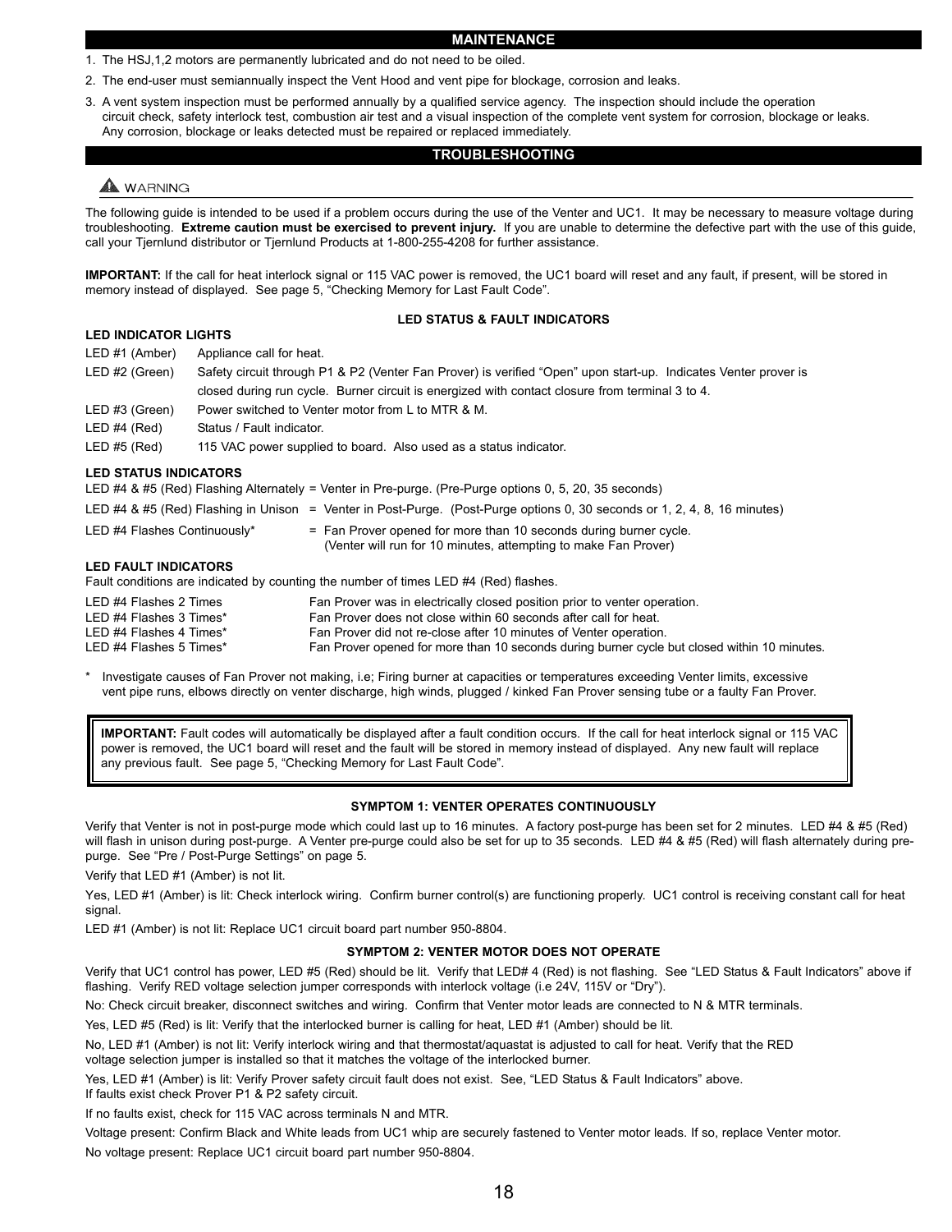## MAINTENANCE

1. The HSJ,1,2 motors are permanently lubricated and do not need to be oiled.
2. The end-user must semiannually inspect the Vent Hood and vent pipe for blockage, corrosion and leaks.
3. A vent system inspection must be performed annually by a qualified service agency. The inspection should include the operation circuit check, safety interlock test, combustion air test and a visual inspection of the complete vent system for corrosion, blockage or leaks. Any corrosion, blockage or leaks detected must be repaired or replaced immediately.

## TROUBLESHOOTING

**⚠ WARNING**

The following guide is intended to be used if a problem occurs during the use of the Venter and UC1. It may be necessary to measure voltage during troubleshooting. **Extreme caution must be exercised to prevent injury.** If you are unable to determine the defective part with the use of this guide, call your Tjernlund distributor or Tjernlund Products at 1-800-255-4208 for further assistance.

**IMPORTANT:** If the call for heat interlock signal or 115 VAC power is removed, the UC1 board will reset and any fault, if present, will be stored in memory instead of displayed. See page 5, "Checking Memory for Last Fault Code".

### LED STATUS & FAULT INDICATORS

**LED INDICATOR LIGHTS**

| | |
|---|---|
| LED #1 (Amber) | Appliance call for heat. |
| LED #2 (Green) | Safety circuit through P1 & P2 (Venter Fan Prover) is verified "Open" upon start-up. Indicates Venter prover is closed during run cycle. Burner circuit is energized with contact closure from terminal 3 to 4. |
| LED #3 (Green) | Power switched to Venter motor from L to MTR & M. |
| LED #4 (Red) | Status / Fault indicator. |
| LED #5 (Red) | 115 VAC power supplied to board. Also used as a status indicator. |

**LED STATUS INDICATORS**

LED #4 & #5 (Red) Flashing Alternately = Venter in Pre-purge. (Pre-Purge options 0, 5, 20, 35 seconds)

LED #4 & #5 (Red) Flashing in Unison = Venter in Post-Purge. (Post-Purge options 0, 30 seconds or 1, 2, 4, 8, 16 minutes)

LED #4 Flashes Continuously* = Fan Prover opened for more than 10 seconds during burner cycle. (Venter will run for 10 minutes, attempting to make Fan Prover)

**LED FAULT INDICATORS**

Fault conditions are indicated by counting the number of times LED #4 (Red) flashes.

| | |
|---|---|
| LED #4 Flashes 2 Times | Fan Prover was in electrically closed position prior to venter operation. |
| LED #4 Flashes 3 Times* | Fan Prover does not close within 60 seconds after call for heat. |
| LED #4 Flashes 4 Times* | Fan Prover did not re-close after 10 minutes of Venter operation. |
| LED #4 Flashes 5 Times* | Fan Prover opened for more than 10 seconds during burner cycle but closed within 10 minutes. |

\* Investigate causes of Fan Prover not making, i.e; Firing burner at capacities or temperatures exceeding Venter limits, excessive vent pipe runs, elbows directly on venter discharge, high winds, plugged / kinked Fan Prover sensing tube or a faulty Fan Prover.

> **IMPORTANT:** Fault codes will automatically be displayed after a fault condition occurs. If the call for heat interlock signal or 115 VAC power is removed, the UC1 board will reset and the fault will be stored in memory instead of displayed. Any new fault will replace any previous fault. See page 5, "Checking Memory for Last Fault Code".

### SYMPTOM 1: VENTER OPERATES CONTINUOUSLY

Verify that Venter is not in post-purge mode which could last up to 16 minutes. A factory post-purge has been set for 2 minutes. LED #4 & #5 (Red) will flash in unison during post-purge. A Venter pre-purge could also be set for up to 35 seconds. LED #4 & #5 (Red) will flash alternately during pre-purge. See "Pre / Post-Purge Settings" on page 5.

Verify that LED #1 (Amber) is not lit.

Yes, LED #1 (Amber) is lit: Check interlock wiring. Confirm burner control(s) are functioning properly. UC1 control is receiving constant call for heat signal.

LED #1 (Amber) is not lit: Replace UC1 circuit board part number 950-8804.

### SYMPTOM 2: VENTER MOTOR DOES NOT OPERATE

Verify that UC1 control has power, LED #5 (Red) should be lit. Verify that LED# 4 (Red) is not flashing. See "LED Status & Fault Indicators" above if flashing. Verify RED voltage selection jumper corresponds with interlock voltage (i.e 24V, 115V or "Dry").

No: Check circuit breaker, disconnect switches and wiring. Confirm that Venter motor leads are connected to N & MTR terminals.

Yes, LED #5 (Red) is lit: Verify that the interlocked burner is calling for heat, LED #1 (Amber) should be lit.

No, LED #1 (Amber) is not lit: Verify interlock wiring and that thermostat/aquastat is adjusted to call for heat. Verify that the RED voltage selection jumper is installed so that it matches the voltage of the interlocked burner.

Yes, LED #1 (Amber) is lit: Verify Prover safety circuit fault does not exist. See, "LED Status & Fault Indicators" above. If faults exist check Prover P1 & P2 safety circuit.

If no faults exist, check for 115 VAC across terminals N and MTR.

Voltage present: Confirm Black and White leads from UC1 whip are securely fastened to Venter motor leads. If so, replace Venter motor.

No voltage present: Replace UC1 circuit board part number 950-8804.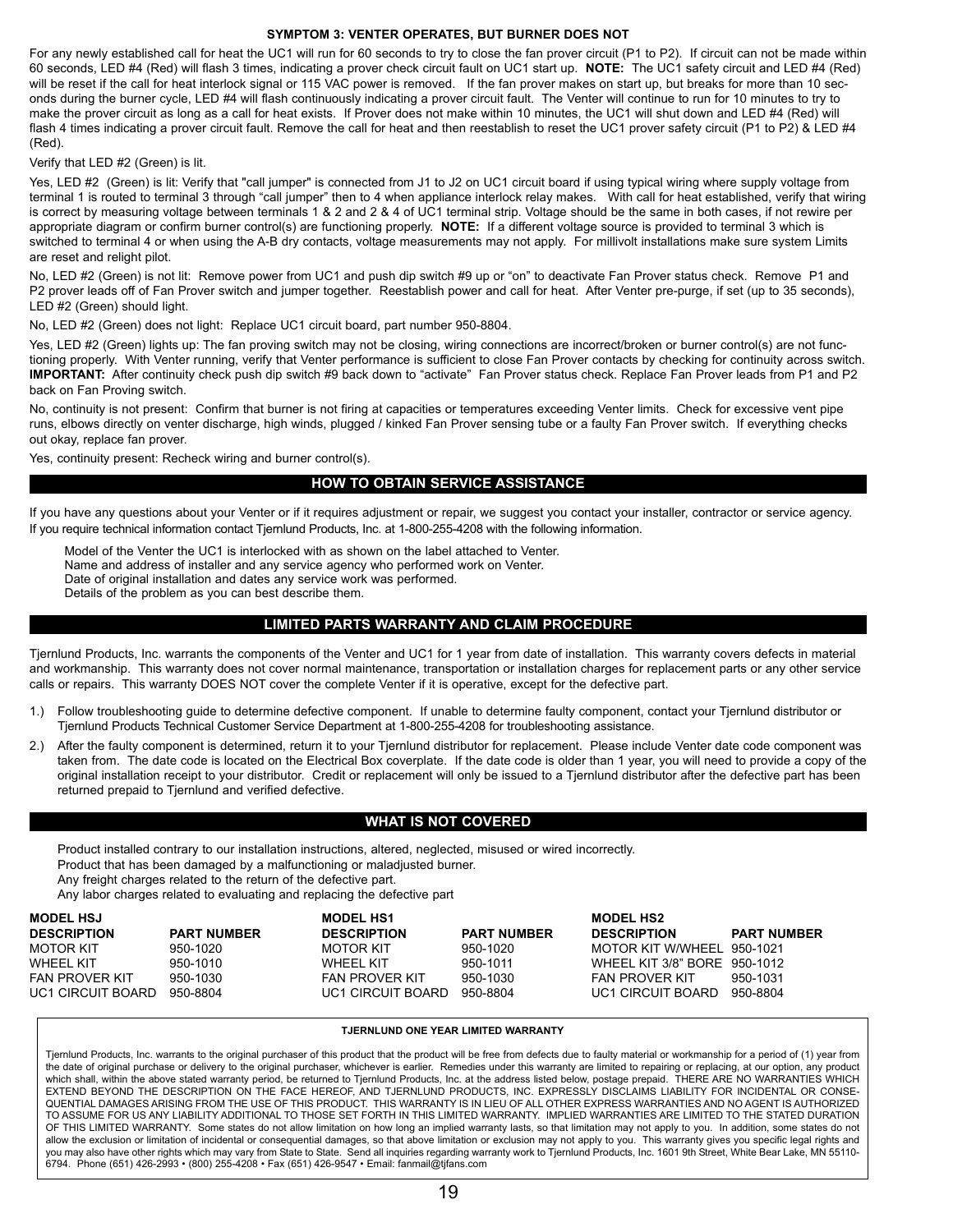## SYMPTOM 3: VENTER OPERATES, BUT BURNER DOES NOT

For any newly established call for heat the UC1 will run for 60 seconds to try to close the fan prover circuit (P1 to P2). If circuit can not be made within 60 seconds, LED #4 (Red) will flash 3 times, indicating a prover check circuit fault on UC1 start up. **NOTE:** The UC1 safety circuit and LED #4 (Red) will be reset if the call for heat interlock signal or 115 VAC power is removed. If the fan prover makes on start up, but breaks for more than 10 seconds during the burner cycle, LED #4 will flash continuously indicating a prover circuit fault. The Venter will continue to run for 10 minutes to try to make the prover circuit as long as a call for heat exists. If Prover does not make within 10 minutes, the UC1 will shut down and LED #4 (Red) will flash 4 times indicating a prover circuit fault. Remove the call for heat and then reestablish to reset the UC1 prover safety circuit (P1 to P2) & LED #4 (Red).

Verify that LED #2 (Green) is lit.

Yes, LED #2 (Green) is lit: Verify that "call jumper" is connected from J1 to J2 on UC1 circuit board if using typical wiring where supply voltage from terminal 1 is routed to terminal 3 through "call jumper" then to 4 when appliance interlock relay makes. With call for heat established, verify that wiring is correct by measuring voltage between terminals 1 & 2 and 2 & 4 of UC1 terminal strip. Voltage should be the same in both cases, if not rewire per appropriate diagram or confirm burner control(s) are functioning properly. **NOTE:** If a different voltage source is provided to terminal 3 which is switched to terminal 4 or when using the A-B dry contacts, voltage measurements may not apply. For millivolt installations make sure system Limits are reset and relight pilot.

No, LED #2 (Green) is not lit: Remove power from UC1 and push dip switch #9 up or "on" to deactivate Fan Prover status check. Remove P1 and P2 prover leads off of Fan Prover switch and jumper together. Reestablish power and call for heat. After Venter pre-purge, if set (up to 35 seconds), LED #2 (Green) should light.

No, LED #2 (Green) does not light: Replace UC1 circuit board, part number 950-8804.

Yes, LED #2 (Green) lights up: The fan proving switch may not be closing, wiring connections are incorrect/broken or burner control(s) are not functioning properly. With Venter running, verify that Venter performance is sufficient to close Fan Prover contacts by checking for continuity across switch. **IMPORTANT:** After continuity check push dip switch #9 back down to "activate" Fan Prover status check. Replace Fan Prover leads from P1 and P2 back on Fan Proving switch.

No, continuity is not present: Confirm that burner is not firing at capacities or temperatures exceeding Venter limits. Check for excessive vent pipe runs, elbows directly on venter discharge, high winds, plugged / kinked Fan Prover sensing tube or a faulty Fan Prover switch. If everything checks out okay, replace fan prover.

Yes, continuity present: Recheck wiring and burner control(s).

## HOW TO OBTAIN SERVICE ASSISTANCE

If you have any questions about your Venter or if it requires adjustment or repair, we suggest you contact your installer, contractor or service agency. If you require technical information contact Tjernlund Products, Inc. at 1-800-255-4208 with the following information.

Model of the Venter the UC1 is interlocked with as shown on the label attached to Venter.
Name and address of installer and any service agency who performed work on Venter.
Date of original installation and dates any service work was performed.
Details of the problem as you can best describe them.

## LIMITED PARTS WARRANTY AND CLAIM PROCEDURE

Tjernlund Products, Inc. warrants the components of the Venter and UC1 for 1 year from date of installation. This warranty covers defects in material and workmanship. This warranty does not cover normal maintenance, transportation or installation charges for replacement parts or any other service calls or repairs. This warranty DOES NOT cover the complete Venter if it is operative, except for the defective part.

1.) Follow troubleshooting guide to determine defective component. If unable to determine faulty component, contact your Tjernlund distributor or Tjernlund Products Technical Customer Service Department at 1-800-255-4208 for troubleshooting assistance.

2.) After the faulty component is determined, return it to your Tjernlund distributor for replacement. Please include Venter date code component was taken from. The date code is located on the Electrical Box coverplate. If the date code is older than 1 year, you will need to provide a copy of the original installation receipt to your distributor. Credit or replacement will only be issued to a Tjernlund distributor after the defective part has been returned prepaid to Tjernlund and verified defective.

## WHAT IS NOT COVERED

Product installed contrary to our installation instructions, altered, neglected, misused or wired incorrectly.
Product that has been damaged by a malfunctioning or maladjusted burner.
Any freight charges related to the return of the defective part.
Any labor charges related to evaluating and replacing the defective part

| MODEL HSJ | | MODEL HS1 | | MODEL HS2 | |
|---|---|---|---|---|---|
| **DESCRIPTION** | **PART NUMBER** | **DESCRIPTION** | **PART NUMBER** | **DESCRIPTION** | **PART NUMBER** |
| MOTOR KIT | 950-1020 | MOTOR KIT | 950-1020 | MOTOR KIT W/WHEEL | 950-1021 |
| WHEEL KIT | 950-1010 | WHEEL KIT | 950-1011 | WHEEL KIT 3/8" BORE | 950-1012 |
| FAN PROVER KIT | 950-1030 | FAN PROVER KIT | 950-1030 | FAN PROVER KIT | 950-1031 |
| UC1 CIRCUIT BOARD | 950-8804 | UC1 CIRCUIT BOARD | 950-8804 | UC1 CIRCUIT BOARD | 950-8804 |

### TJERNLUND ONE YEAR LIMITED WARRANTY

Tjernlund Products, Inc. warrants to the original purchaser of this product that the product will be free from defects due to faulty material or workmanship for a period of (1) year from the date of original purchase or delivery to the original purchaser, whichever is earlier. Remedies under this warranty are limited to repairing or replacing, at our option, any product which shall, within the above stated warranty period, be returned to Tjernlund Products, Inc. at the address listed below, postage prepaid. THERE ARE NO WARRANTIES WHICH EXTEND BEYOND THE DESCRIPTION ON THE FACE HEREOF, AND TJERNLUND PRODUCTS, INC. EXPRESSLY DISCLAIMS LIABILITY FOR INCIDENTAL OR CONSEQUENTIAL DAMAGES ARISING FROM THE USE OF THIS PRODUCT. THIS WARRANTY IS IN LIEU OF ALL OTHER EXPRESS WARRANTIES AND NO AGENT IS AUTHORIZED TO ASSUME FOR US ANY LIABILITY ADDITIONAL TO THOSE SET FORTH IN THIS LIMITED WARRANTY. IMPLIED WARRANTIES ARE LIMITED TO THE STATED DURATION OF THIS LIMITED WARRANTY. Some states do not allow limitation on how long an implied warranty lasts, so that limitation may not apply to you. In addition, some states do not allow the exclusion or limitation of incidental or consequential damages, so that above limitation or exclusion may not apply to you. This warranty gives you specific legal rights and you may also have other rights which may vary from State to State. Send all inquiries regarding warranty work to Tjernlund Products, Inc. 1601 9th Street, White Bear Lake, MN 55110-6794. Phone (651) 426-2993 • (800) 255-4208 • Fax (651) 426-9547 • Email: fanmail@tjfans.com